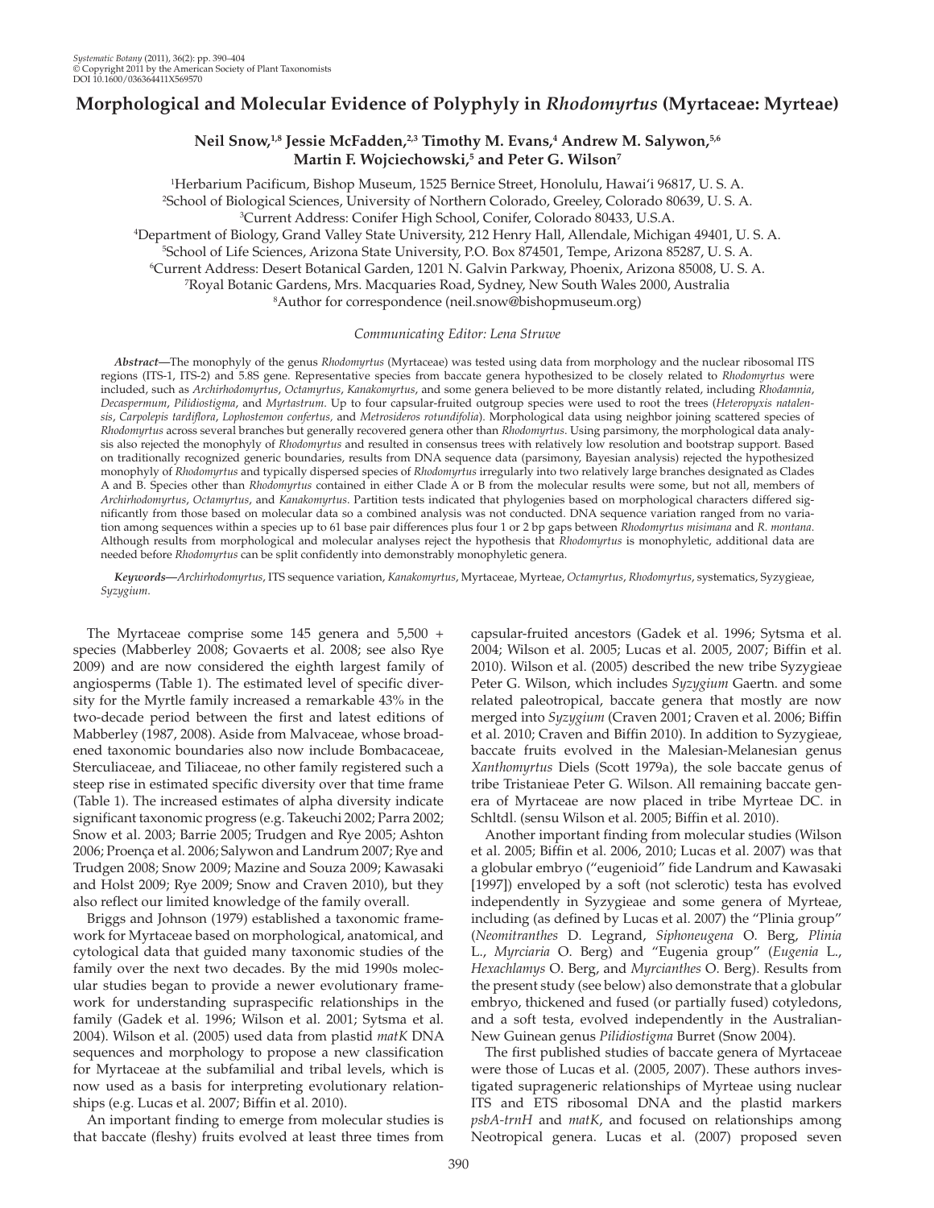# Morphological and Molecular Evidence of Polyphyly in *Rhodomyrtus* (Myrtaceae: Myrteae)

**Neil Snow,[1,8] Jessie McFadden,[2,3] Timothy M. Evans,[4] Andrew M. Salywon,[5,6] Martin F. Wojciechowski,[5] and Peter G. Wilson[7]**

[1]Herbarium Pacificum, Bishop Museum, 1525 Bernice Street, Honolulu, Hawai'i 96817, U. S. A.
[2]School of Biological Sciences, University of Northern Colorado, Greeley, Colorado 80639, U. S. A.
[3]Current Address: Conifer High School, Conifer, Colorado 80433, U.S.A.
[4]Department of Biology, Grand Valley State University, 212 Henry Hall, Allendale, Michigan 49401, U. S. A.
[5]School of Life Sciences, Arizona State University, P.O. Box 874501, Tempe, Arizona 85287, U. S. A.
[6]Current Address: Desert Botanical Garden, 1201 N. Galvin Parkway, Phoenix, Arizona 85008, U. S. A.
[7]Royal Botanic Gardens, Mrs. Macquaries Road, Sydney, New South Wales 2000, Australia
[8]Author for correspondence (neil.snow@bishopmuseum.org)

*Communicating Editor: Lena Struwe*

*Abstract*—The monophyly of the genus *Rhodomyrtus* (Myrtaceae) was tested using data from morphology and the nuclear ribosomal ITS regions (ITS-1, ITS-2) and 5.8S gene. Representative species from baccate genera hypothesized to be closely related to *Rhodomyrtus* were included, such as *Archirhodomyrtus*, *Octamyrtus*, *Kanakomyrtus*, and some genera believed to be more distantly related, including *Rhodamnia*, *Decaspermum*, *Pilidiostigma*, and *Myrtastrum*. Up to four capsular-fruited outgroup species were used to root the trees (*Heteropyxis natalensis*, *Carpolepis tardiflora*, *Lophostemon confertus*, and *Metrosideros rotundifolia*). Morphological data using neighbor joining scattered species of *Rhodomyrtus* across several branches but generally recovered genera other than *Rhodomyrtus*. Using parsimony, the morphological data analysis also rejected the monophyly of *Rhodomyrtus* and resulted in consensus trees with relatively low resolution and bootstrap support. Based on traditionally recognized generic boundaries, results from DNA sequence data (parsimony, Bayesian analysis) rejected the hypothesized monophyly of *Rhodomyrtus* and typically dispersed species of *Rhodomyrtus* irregularly into two relatively large branches designated as Clades A and B. Species other than *Rhodomyrtus* contained in either Clade A or B from the molecular results were some, but not all, members of *Archirhodomyrtus*, *Octamyrtus*, and *Kanakomyrtus*. Partition tests indicated that phylogenies based on morphological characters differed significantly from those based on molecular data so a combined analysis was not conducted. DNA sequence variation ranged from no variation among sequences within a species up to 61 base pair differences plus four 1 or 2 bp gaps between *Rhodomyrtus misimana* and *R. montana*. Although results from morphological and molecular analyses reject the hypothesis that *Rhodomyrtus* is monophyletic, additional data are needed before *Rhodomyrtus* can be split confidently into demonstrably monophyletic genera.

*Keywords*—*Archirhodomyrtus*, ITS sequence variation, *Kanakomyrtus*, Myrtaceae, Myrteae, *Octamyrtus*, *Rhodomyrtus*, systematics, Syzygieae, *Syzygium*.

The Myrtaceae comprise some 145 genera and 5,500 + species (Mabberley 2008; Govaerts et al. 2008; see also Rye 2009) and are now considered the eighth largest family of angiosperms (Table 1). The estimated level of specific diversity for the Myrtle family increased a remarkable 43% in the two-decade period between the first and latest editions of Mabberley (1987, 2008). Aside from Malvaceae, whose broadened taxonomic boundaries also now include Bombacaceae, Sterculiaceae, and Tiliaceae, no other family registered such a steep rise in estimated specific diversity over that time frame (Table 1). The increased estimates of alpha diversity indicate significant taxonomic progress (e.g. Takeuchi 2002; Parra 2002; Snow et al. 2003; Barrie 2005; Trudgen and Rye 2005; Ashton 2006; Proença et al. 2006; Salywon and Landrum 2007; Rye and Trudgen 2008; Snow 2009; Mazine and Souza 2009; Kawasaki and Holst 2009; Rye 2009; Snow and Craven 2010), but they also reflect our limited knowledge of the family overall.

Briggs and Johnson (1979) established a taxonomic framework for Myrtaceae based on morphological, anatomical, and cytological data that guided many taxonomic studies of the family over the next two decades. By the mid 1990s molecular studies began to provide a newer evolutionary framework for understanding supraspecific relationships in the family (Gadek et al. 1996; Wilson et al. 2001; Sytsma et al. 2004). Wilson et al. (2005) used data from plastid *matK* DNA sequences and morphology to propose a new classification for Myrtaceae at the subfamilial and tribal levels, which is now used as a basis for interpreting evolutionary relationships (e.g. Lucas et al. 2007; Biffin et al. 2010).

An important finding to emerge from molecular studies is that baccate (fleshy) fruits evolved at least three times from capsular-fruited ancestors (Gadek et al. 1996; Sytsma et al. 2004; Wilson et al. 2005; Lucas et al. 2005, 2007; Biffin et al. 2010). Wilson et al. (2005) described the new tribe Syzygieae Peter G. Wilson, which includes *Syzygium* Gaertn. and some related paleotropical, baccate genera that mostly are now merged into *Syzygium* (Craven 2001; Craven et al. 2006; Biffin et al. 2010; Craven and Biffin 2010). In addition to Syzygieae, baccate fruits evolved in the Malesian-Melanesian genus *Xanthomyrtus* Diels (Scott 1979a), the sole baccate genus of tribe Tristanieae Peter G. Wilson. All remaining baccate genera of Myrtaceae are now placed in tribe Myrteae DC. in Schltdl. (sensu Wilson et al. 2005; Biffin et al. 2010).

Another important finding from molecular studies (Wilson et al. 2005; Biffin et al. 2006, 2010; Lucas et al. 2007) was that a globular embryo ("eugenioid" fide Landrum and Kawasaki [1997]) enveloped by a soft (not sclerotic) testa has evolved independently in Syzygieae and some genera of Myrteae, including (as defined by Lucas et al. 2007) the "Plinia group" (*Neomitranthes* D. Legrand, *Siphoneugena* O. Berg, *Plinia* L., *Myrciaria* O. Berg) and "Eugenia group" (*Eugenia* L., *Hexachlamys* O. Berg, and *Myrcianthes* O. Berg). Results from the present study (see below) also demonstrate that a globular embryo, thickened and fused (or partially fused) cotyledons, and a soft testa, evolved independently in the Australian-New Guinean genus *Pilidiostigma* Burret (Snow 2004).

The first published studies of baccate genera of Myrtaceae were those of Lucas et al. (2005, 2007). These authors investigated suprageneric relationships of Myrteae using nuclear ITS and ETS ribosomal DNA and the plastid markers *psbA-trnH* and *matK*, and focused on relationships among Neotropical genera. Lucas et al. (2007) proposed seven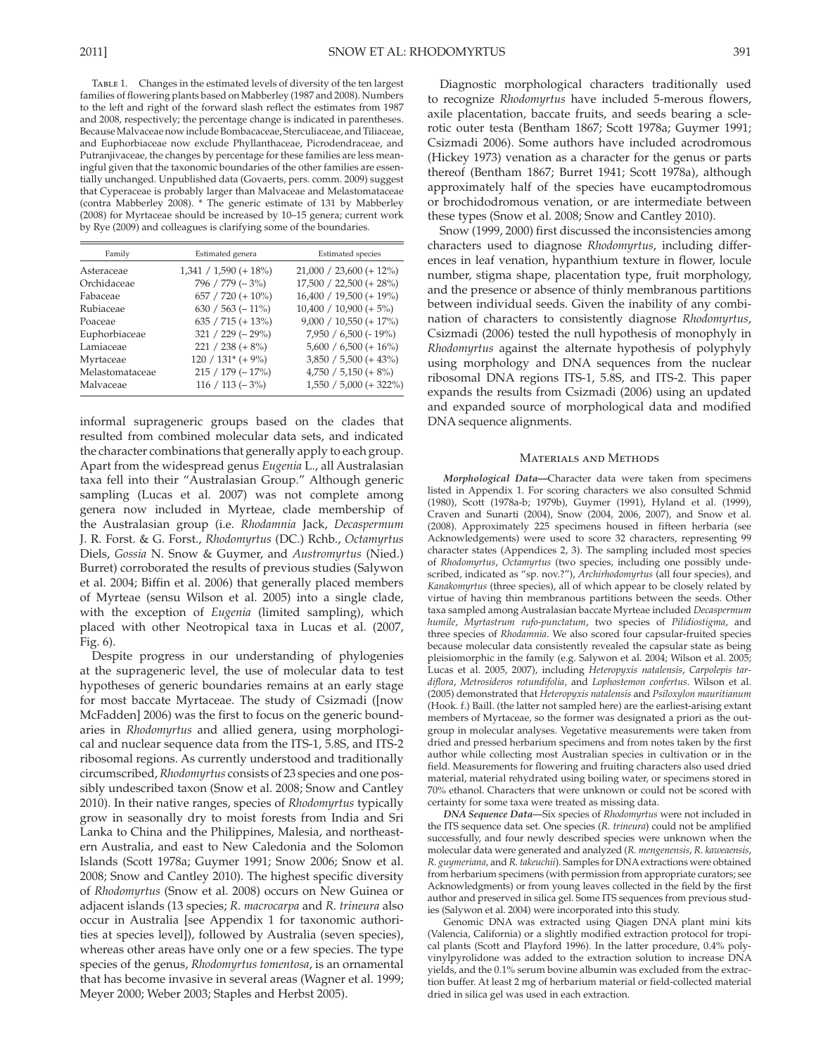Table 1. Changes in the estimated levels of diversity of the ten largest families of flowering plants based on Mabberley (1987 and 2008). Numbers to the left and right of the forward slash reflect the estimates from 1987 and 2008, respectively; the percentage change is indicated in parentheses. Because Malvaceae now include Bombacaceae, Sterculiaceae, and Tiliaceae, and Euphorbiaceae now exclude Phyllanthaceae, Picrodendraceae, and Putranjivaceae, the changes by percentage for these families are less meaningful given that the taxonomic boundaries of the other families are essentially unchanged. Unpublished data (Govaerts, pers. comm. 2009) suggest that Cyperaceae is probably larger than Malvaceae and Melastomataceae (contra Mabberley 2008). * The generic estimate of 131 by Mabberley (2008) for Myrtaceae should be increased by 10–15 genera; current work by Rye (2009) and colleagues is clarifying some of the boundaries.

| Family | Estimated genera | Estimated species |
|---|---|---|
| Asteraceae | 1,341 / 1,590 (+ 18%) | 21,000 / 23,600 (+ 12%) |
| Orchidaceae | 796 / 779 (– 3%) | 17,500 / 22,500 (+ 28%) |
| Fabaceae | 657 / 720 (+ 10%) | 16,400 / 19,500 (+ 19%) |
| Rubiaceae | 630 / 563 (– 11%) | 10,400 / 10,900 (+ 5%) |
| Poaceae | 635 / 715 (+ 13%) | 9,000 / 10,550 (+ 17%) |
| Euphorbiaceae | 321 / 229 (– 29%) | 7,950 / 6,500 (- 19%) |
| Lamiaceae | 221 / 238 (+ 8%) | 5,600 / 6,500 (+ 16%) |
| Myrtaceae | 120 / 131* (+ 9%) | 3,850 / 5,500 (+ 43%) |
| Melastomataceae | 215 / 179 (– 17%) | 4,750 / 5,150 (+ 8%) |
| Malvaceae | 116 / 113 (– 3%) | 1,550 / 5,000 (+ 322%) |

informal suprageneric groups based on the clades that resulted from combined molecular data sets, and indicated the character combinations that generally apply to each group. Apart from the widespread genus *Eugenia* L., all Australasian taxa fell into their "Australasian Group." Although generic sampling (Lucas et al. 2007) was not complete among genera now included in Myrteae, clade membership of the Australasian group (i.e. *Rhodamnia* Jack, *Decaspermum* J. R. Forst. & G. Forst., *Rhodomyrtus* (DC.) Rchb., *Octamyrtus* Diels, *Gossia* N. Snow & Guymer, and *Austromyrtus* (Nied.) Burret) corroborated the results of previous studies (Salywon et al. 2004; Biffin et al. 2006) that generally placed members of Myrteae (sensu Wilson et al. 2005) into a single clade, with the exception of *Eugenia* (limited sampling), which placed with other Neotropical taxa in Lucas et al. (2007, Fig. 6).

Despite progress in our understanding of phylogenies at the suprageneric level, the use of molecular data to test hypotheses of generic boundaries remains at an early stage for most baccate Myrtaceae. The study of Csizmadi ([now McFadden] 2006) was the first to focus on the generic boundaries in *Rhodomyrtus* and allied genera, using morphological and nuclear sequence data from the ITS-1, 5.8S, and ITS-2 ribosomal regions. As currently understood and traditionally circumscribed, *Rhodomyrtus* consists of 23 species and one possibly undescribed taxon (Snow et al. 2008; Snow and Cantley 2010). In their native ranges, species of *Rhodomyrtus* typically grow in seasonally dry to moist forests from India and Sri Lanka to China and the Philippines, Malesia, and northeastern Australia, and east to New Caledonia and the Solomon Islands (Scott 1978a; Guymer 1991; Snow 2006; Snow et al. 2008; Snow and Cantley 2010). The highest specific diversity of *Rhodomyrtus* (Snow et al. 2008) occurs on New Guinea or adjacent islands (13 species; *R. macrocarpa* and *R. trineura* also occur in Australia [see Appendix 1 for taxonomic authorities at species level]), followed by Australia (seven species), whereas other areas have only one or a few species. The type species of the genus, *Rhodomyrtus tomentosa*, is an ornamental that has become invasive in several areas (Wagner et al. 1999; Meyer 2000; Weber 2003; Staples and Herbst 2005).

Diagnostic morphological characters traditionally used to recognize *Rhodomyrtus* have included 5-merous flowers, axile placentation, baccate fruits, and seeds bearing a sclerotic outer testa (Bentham 1867; Scott 1978a; Guymer 1991; Csizmadi 2006). Some authors have included acrodromous (Hickey 1973) venation as a character for the genus or parts thereof (Bentham 1867; Burret 1941; Scott 1978a), although approximately half of the species have eucamptodromous or brochidodromous venation, or are intermediate between these types (Snow et al. 2008; Snow and Cantley 2010).

Snow (1999, 2000) first discussed the inconsistencies among characters used to diagnose *Rhodomyrtus*, including differences in leaf venation, hypanthium texture in flower, locule number, stigma shape, placentation type, fruit morphology, and the presence or absence of thinly membranous partitions between individual seeds. Given the inability of any combination of characters to consistently diagnose *Rhodomyrtus*, Csizmadi (2006) tested the null hypothesis of monophyly in *Rhodomyrtus* against the alternate hypothesis of polyphyly using morphology and DNA sequences from the nuclear ribosomal DNA regions ITS-1, 5.8S, and ITS-2. This paper expands the results from Csizmadi (2006) using an updated and expanded source of morphological data and modified DNA sequence alignments.

## Materials and Methods

***Morphological Data***—Character data were taken from specimens listed in Appendix 1. For scoring characters we also consulted Schmid (1980), Scott (1978a-b; 1979b), Guymer (1991), Hyland et al. (1999), Craven and Sunarti (2004), Snow (2004, 2006, 2007), and Snow et al. (2008). Approximately 225 specimens housed in fifteen herbaria (see Acknowledgements) were used to score 32 characters, representing 99 character states (Appendices 2, 3). The sampling included most species of *Rhodomyrtus*, *Octamyrtus* (two species, including one possibly undescribed, indicated as "sp. nov.?"), *Archirhodomyrtus* (all four species), and *Kanakomyrtus* (three species), all of which appear to be closely related by virtue of having thin membranous partitions between the seeds. Other taxa sampled among Australasian baccate Myrteae included *Decaspermum humile*, *Myrtastrum rufo-punctatum*, two species of *Pilidiostigma*, and three species of *Rhodamnia*. We also scored four capsular-fruited species because molecular data consistently revealed the capsular state as being pleisiomorphic in the family (e.g. Salywon et al. 2004; Wilson et al. 2005; Lucas et al. 2005, 2007), including *Heteropyxis natalensis*, *Carpolepis tardiflora*, *Metrosideros rotundifolia*, and *Lophostemon confertus*. Wilson et al. (2005) demonstrated that *Heteropyxis natalensis* and *Psiloxylon mauritianum* (Hook. f.) Baill. (the latter not sampled here) are the earliest-arising extant members of Myrtaceae, so the former was designated a priori as the outgroup in molecular analyses. Vegetative measurements were taken from dried and pressed herbarium specimens and from notes taken by the first author while collecting most Australian species in cultivation or in the field. Measurements for flowering and fruiting characters also used dried material, material rehydrated using boiling water, or specimens stored in 70% ethanol. Characters that were unknown or could not be scored with certainty for some taxa were treated as missing data.

***DNA Sequence Data***—Six species of *Rhodomyrtus* were not included in the ITS sequence data set. One species (*R. trineura*) could not be amplified successfully, and four newly described species were unknown when the molecular data were generated and analyzed (*R. mengenensis*, *R. kaweaensis*, *R. guymeriana*, and *R. takeuchii*). Samples for DNA extractions were obtained from herbarium specimens (with permission from appropriate curators; see Acknowledgments) or from young leaves collected in the field by the first author and preserved in silica gel. Some ITS sequences from previous studies (Salywon et al. 2004) were incorporated into this study.

Genomic DNA was extracted using Qiagen DNA plant mini kits (Valencia, California) or a slightly modified extraction protocol for tropical plants (Scott and Playford 1996). In the latter procedure, 0.4% polyvinylpyrolidone was added to the extraction solution to increase DNA yields, and the 0.1% serum bovine albumin was excluded from the extraction buffer. At least 2 mg of herbarium material or field-collected material dried in silica gel was used in each extraction.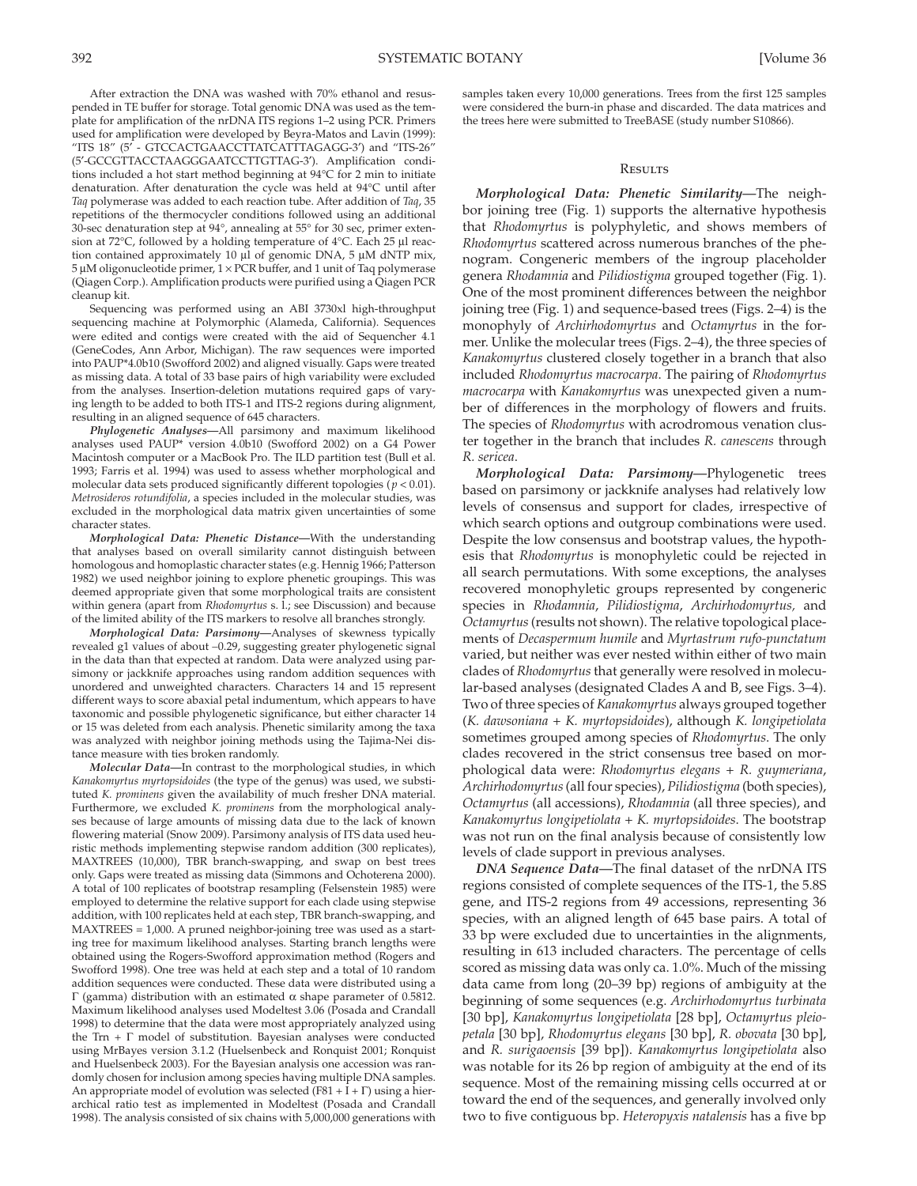After extraction the DNA was washed with 70% ethanol and resuspended in TE buffer for storage. Total genomic DNA was used as the template for amplification of the nrDNA ITS regions 1–2 using PCR. Primers used for amplification were developed by Beyra-Matos and Lavin (1999): "ITS 18" (5′ - GTCCACTGAACCTTATCATTTAGAGG-3′) and "ITS-26" (5′-GCCGTTACCTAAGGGAATCCTTGTTAG-3′). Amplification conditions included a hot start method beginning at 94°C for 2 min to initiate denaturation. After denaturation the cycle was held at 94°C until after *Taq* polymerase was added to each reaction tube. After addition of *Taq*, 35 repetitions of the thermocycler conditions followed using an additional 30-sec denaturation step at 94°, annealing at 55° for 30 sec, primer extension at 72°C, followed by a holding temperature of 4°C. Each 25 µl reaction contained approximately 10 µl of genomic DNA, 5 µM dNTP mix, 5 µM oligonucleotide primer, 1 × PCR buffer, and 1 unit of Taq polymerase (Qiagen Corp.). Amplification products were purified using a Qiagen PCR cleanup kit.

Sequencing was performed using an ABI 3730xl high-throughput sequencing machine at Polymorphic (Alameda, California). Sequences were edited and contigs were created with the aid of Sequencher 4.1 (GeneCodes, Ann Arbor, Michigan). The raw sequences were imported into PAUP*4.0b10 (Swofford 2002) and aligned visually. Gaps were treated as missing data. A total of 33 base pairs of high variability were excluded from the analyses. Insertion-deletion mutations required gaps of varying length to be added to both ITS-1 and ITS-2 regions during alignment, resulting in an aligned sequence of 645 characters.

*Phylogenetic Analyses*—All parsimony and maximum likelihood analyses used PAUP* version 4.0b10 (Swofford 2002) on a G4 Power Macintosh computer or a MacBook Pro. The ILD partition test (Bull et al. 1993; Farris et al. 1994) was used to assess whether morphological and molecular data sets produced significantly different topologies ($p < 0.01$). *Metrosideros rotundifolia*, a species included in the molecular studies, was excluded in the morphological data matrix given uncertainties of some character states.

*Morphological Data: Phenetic Distance*—With the understanding that analyses based on overall similarity cannot distinguish between homologous and homoplastic character states (e.g. Hennig 1966; Patterson 1982) we used neighbor joining to explore phenetic groupings. This was deemed appropriate given that some morphological traits are consistent within genera (apart from *Rhodomyrtus* s. l.; see Discussion) and because of the limited ability of the ITS markers to resolve all branches strongly.

*Morphological Data: Parsimony*—Analyses of skewness typically revealed g1 values of about –0.29, suggesting greater phylogenetic signal in the data than that expected at random. Data were analyzed using parsimony or jackknife approaches using random addition sequences with unordered and unweighted characters. Characters 14 and 15 represent different ways to score abaxial petal indumentum, which appears to have taxonomic and possible phylogenetic significance, but either character 14 or 15 was deleted from each analysis. Phenetic similarity among the taxa was analyzed with neighbor joining methods using the Tajima-Nei distance measure with ties broken randomly.

*Molecular Data*—In contrast to the morphological studies, in which *Kanakomyrtus myrtopsidoides* (the type of the genus) was used, we substituted *K. prominens* given the availability of much fresher DNA material. Furthermore, we excluded *K. prominens* from the morphological analyses because of large amounts of missing data due to the lack of known flowering material (Snow 2009). Parsimony analysis of ITS data used heuristic methods implementing stepwise random addition (300 replicates), MAXTREES (10,000), TBR branch-swapping, and swap on best trees only. Gaps were treated as missing data (Simmons and Ochoterena 2000). A total of 100 replicates of bootstrap resampling (Felsenstein 1985) were employed to determine the relative support for each clade using stepwise addition, with 100 replicates held at each step, TBR branch-swapping, and MAXTREES = 1,000. A pruned neighbor-joining tree was used as a starting tree for maximum likelihood analyses. Starting branch lengths were obtained using the Rogers-Swofford approximation method (Rogers and Swofford 1998). One tree was held at each step and a total of 10 random addition sequences were conducted. These data were distributed using a Γ (gamma) distribution with an estimated α shape parameter of 0.5812. Maximum likelihood analyses used Modeltest 3.06 (Posada and Crandall 1998) to determine that the data were most appropriately analyzed using the Trn + Γ model of substitution. Bayesian analyses were conducted using MrBayes version 3.1.2 (Huelsenbeck and Ronquist 2001; Ronquist and Huelsenbeck 2003). For the Bayesian analysis one accession was randomly chosen for inclusion among species having multiple DNA samples. An appropriate model of evolution was selected (F81 + I + Γ) using a hierarchical ratio test as implemented in Modeltest (Posada and Crandall 1998). The analysis consisted of six chains with 5,000,000 generations with samples taken every 10,000 generations. Trees from the first 125 samples were considered the burn-in phase and discarded. The data matrices and the trees here were submitted to TreeBASE (study number S10866).

## Results

*Morphological Data: Phenetic Similarity*—The neighbor joining tree (Fig. 1) supports the alternative hypothesis that *Rhodomyrtus* is polyphyletic, and shows members of *Rhodomyrtus* scattered across numerous branches of the phenogram. Congeneric members of the ingroup placeholder genera *Rhodamnia* and *Pilidiostigma* grouped together (Fig. 1). One of the most prominent differences between the neighbor joining tree (Fig. 1) and sequence-based trees (Figs. 2–4) is the monophyly of *Archirhodomyrtus* and *Octamyrtus* in the former. Unlike the molecular trees (Figs. 2–4), the three species of *Kanakomyrtus* clustered closely together in a branch that also included *Rhodomyrtus macrocarpa*. The pairing of *Rhodomyrtus macrocarpa* with *Kanakomyrtus* was unexpected given a number of differences in the morphology of flowers and fruits. The species of *Rhodomyrtus* with acrodromous venation cluster together in the branch that includes *R. canescens* through *R. sericea*.

*Morphological Data: Parsimony*—Phylogenetic trees based on parsimony or jackknife analyses had relatively low levels of consensus and support for clades, irrespective of which search options and outgroup combinations were used. Despite the low consensus and bootstrap values, the hypothesis that *Rhodomyrtus* is monophyletic could be rejected in all search permutations. With some exceptions, the analyses recovered monophyletic groups represented by congeneric species in *Rhodamnia*, *Pilidiostigma*, *Archirhodomyrtus*, and *Octamyrtus* (results not shown). The relative topological placements of *Decaspermum humile* and *Myrtastrum rufo-punctatum* varied, but neither was ever nested within either of two main clades of *Rhodomyrtus* that generally were resolved in molecular-based analyses (designated Clades A and B, see Figs. 3–4). Two of three species of *Kanakomyrtus* always grouped together (*K. dawsoniana* + *K. myrtopsidoides*), although *K. longipetiolata* sometimes grouped among species of *Rhodomyrtus*. The only clades recovered in the strict consensus tree based on morphological data were: *Rhodomyrtus elegans* + *R. guymeriana*, *Archirhodomyrtus* (all four species), *Pilidiostigma* (both species), *Octamyrtus* (all accessions), *Rhodamnia* (all three species), and *Kanakomyrtus longipetiolata* + *K. myrtopsidoides*. The bootstrap was not run on the final analysis because of consistently low levels of clade support in previous analyses.

*DNA Sequence Data*—The final dataset of the nrDNA ITS regions consisted of complete sequences of the ITS-1, the 5.8S gene, and ITS-2 regions from 49 accessions, representing 36 species, with an aligned length of 645 base pairs. A total of 33 bp were excluded due to uncertainties in the alignments, resulting in 613 included characters. The percentage of cells scored as missing data was only ca. 1.0%. Much of the missing data came from long (20–39 bp) regions of ambiguity at the beginning of some sequences (e.g. *Archirhodomyrtus turbinata* [30 bp], *Kanakomyrtus longipetiolata* [28 bp], *Octamyrtus pleiopetala* [30 bp], *Rhodomyrtus elegans* [30 bp], *R. obovata* [30 bp], and *R. surigaoensis* [39 bp]). *Kanakomyrtus longipetiolata* also was notable for its 26 bp region of ambiguity at the end of its sequence. Most of the remaining missing cells occurred at or toward the end of the sequences, and generally involved only two to five contiguous bp. *Heteropyxis natalensis* has a five bp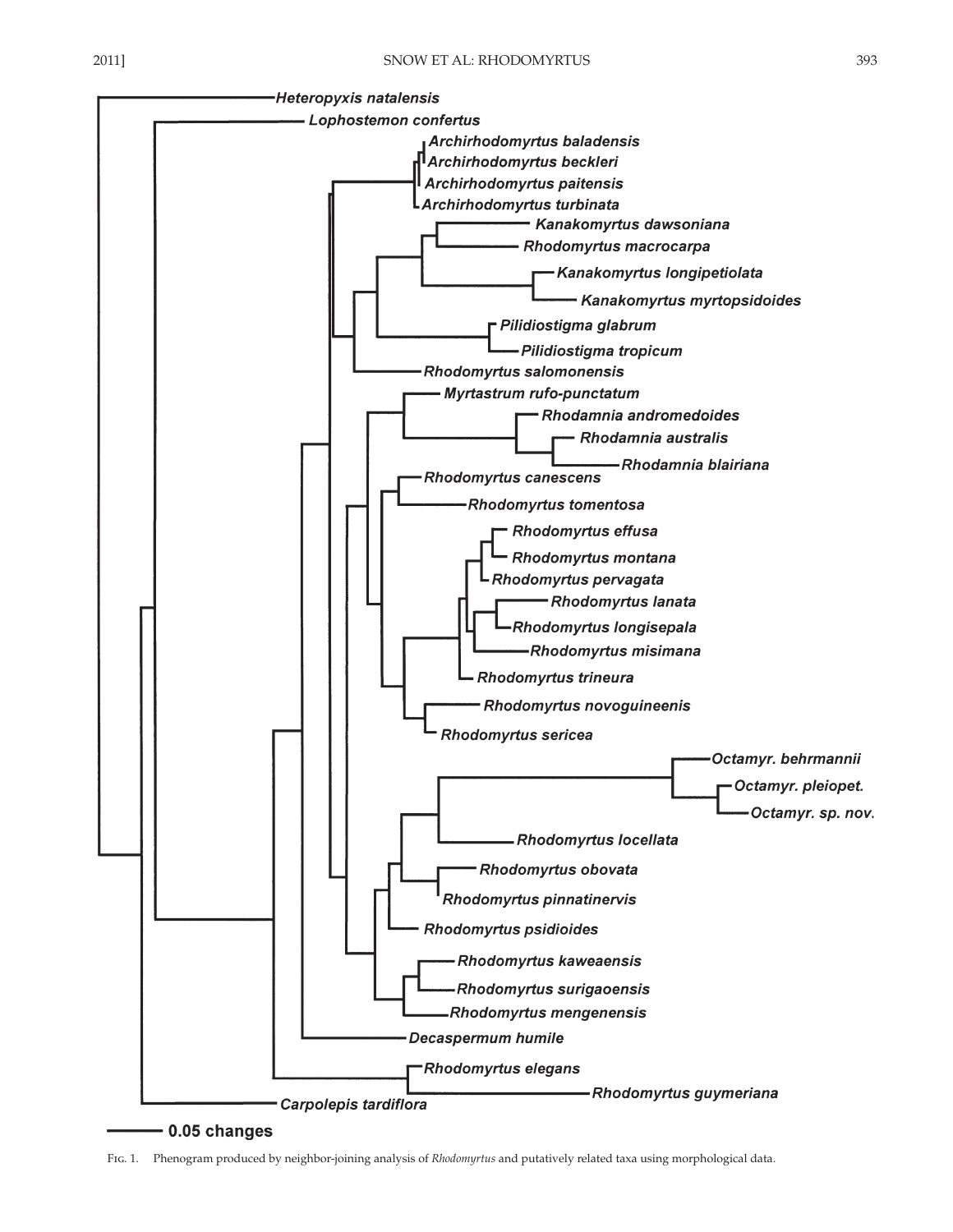Fig. 1. Phenogram produced by neighbor-joining analysis of *Rhodomyrtus* and putatively related taxa using morphological data.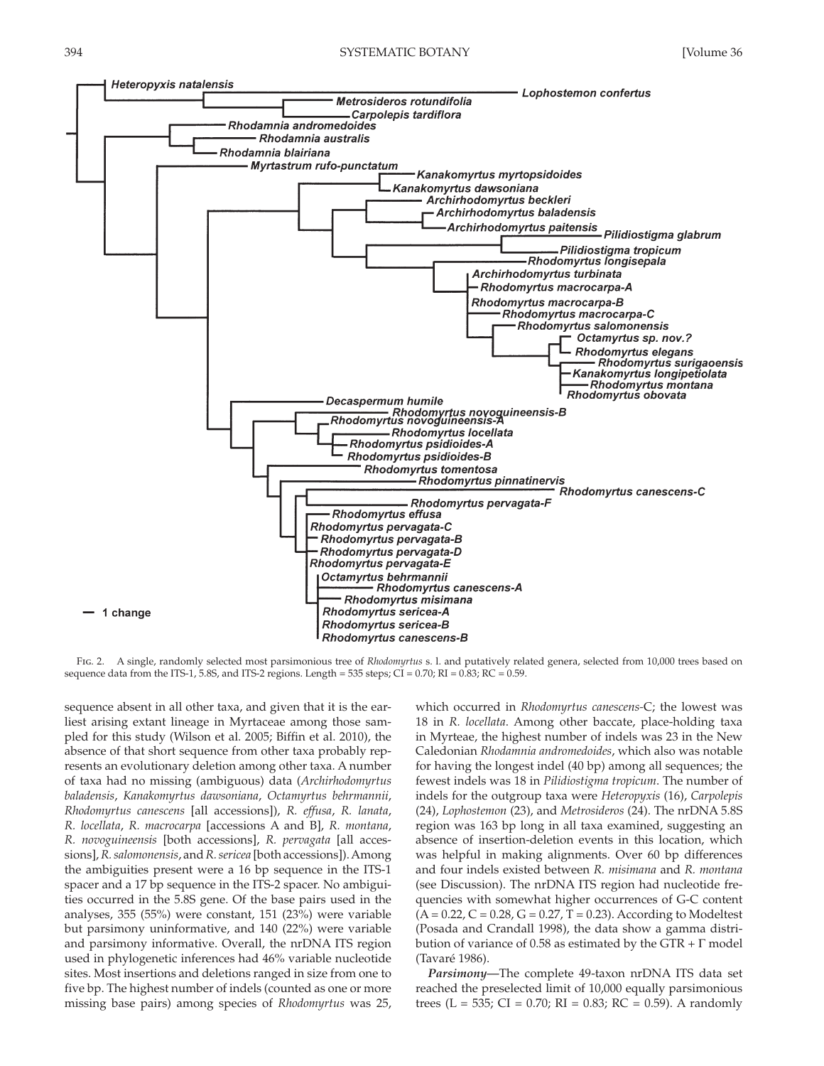Fig. 2. A single, randomly selected most parsimonious tree of *Rhodomyrtus* s. l. and putatively related genera, selected from 10,000 trees based on sequence data from the ITS-1, 5.8S, and ITS-2 regions. Length = 535 steps; CI = 0.70; RI = 0.83; RC = 0.59.

sequence absent in all other taxa, and given that it is the earliest arising extant lineage in Myrtaceae among those sampled for this study (Wilson et al. 2005; Biffin et al. 2010), the absence of that short sequence from other taxa probably represents an evolutionary deletion among other taxa. A number of taxa had no missing (ambiguous) data (*Archirhodomyrtus baladensis*, *Kanakomyrtus dawsoniana*, *Octamyrtus behrmannii*, *Rhodomyrtus canescens* [all accessions]), *R. effusa*, *R. lanata*, *R. locellata*, *R. macrocarpa* [accessions A and B], *R. montana*, *R. novoguineensis* [both accessions], *R. pervagata* [all accessions], *R. salomonensis*, and *R. sericea* [both accessions]). Among the ambiguities present were a 16 bp sequence in the ITS-1 spacer and a 17 bp sequence in the ITS-2 spacer. No ambiguities occurred in the 5.8S gene. Of the base pairs used in the analyses, 355 (55%) were constant, 151 (23%) were variable but parsimony uninformative, and 140 (22%) were variable and parsimony informative. Overall, the nrDNA ITS region used in phylogenetic inferences had 46% variable nucleotide sites. Most insertions and deletions ranged in size from one to five bp. The highest number of indels (counted as one or more missing base pairs) among species of *Rhodomyrtus* was 25, which occurred in *Rhodomyrtus canescens*-C; the lowest was 18 in *R. locellata*. Among other baccate, place-holding taxa in Myrteae, the highest number of indels was 23 in the New Caledonian *Rhodamnia andromedoides*, which also was notable for having the longest indel (40 bp) among all sequences; the fewest indels was 18 in *Pilidiostigma tropicum*. The number of indels for the outgroup taxa were *Heteropyxis* (16), *Carpolepis* (24), *Lophostemon* (23), and *Metrosideros* (24). The nrDNA 5.8S region was 163 bp long in all taxa examined, suggesting an absence of insertion-deletion events in this location, which was helpful in making alignments. Over 60 bp differences and four indels existed between *R. misimana* and *R. montana* (see Discussion). The nrDNA ITS region had nucleotide frequencies with somewhat higher occurrences of G-C content (A = 0.22, C = 0.28, G = 0.27, T = 0.23). According to Modeltest (Posada and Crandall 1998), the data show a gamma distribution of variance of 0.58 as estimated by the GTR + Γ model (Tavaré 1986).

*Parsimony*—The complete 49-taxon nrDNA ITS data set reached the preselected limit of 10,000 equally parsimonious trees (L = 535; CI = 0.70; RI = 0.83; RC = 0.59). A randomly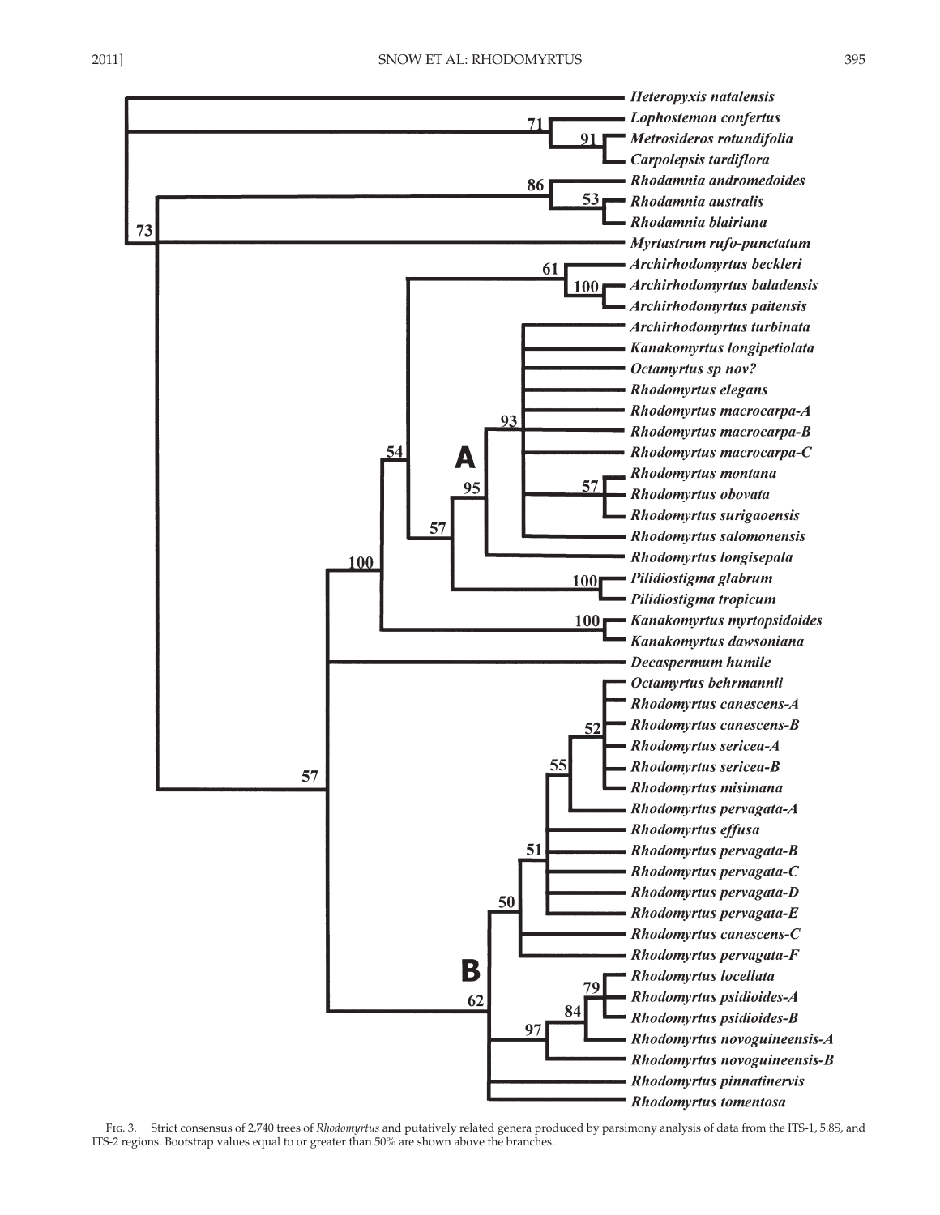Fig. 3. Strict consensus of 2,740 trees of *Rhodomyrtus* and putatively related genera produced by parsimony analysis of data from the ITS-1, 5.8S, and ITS-2 regions. Bootstrap values equal to or greater than 50% are shown above the branches.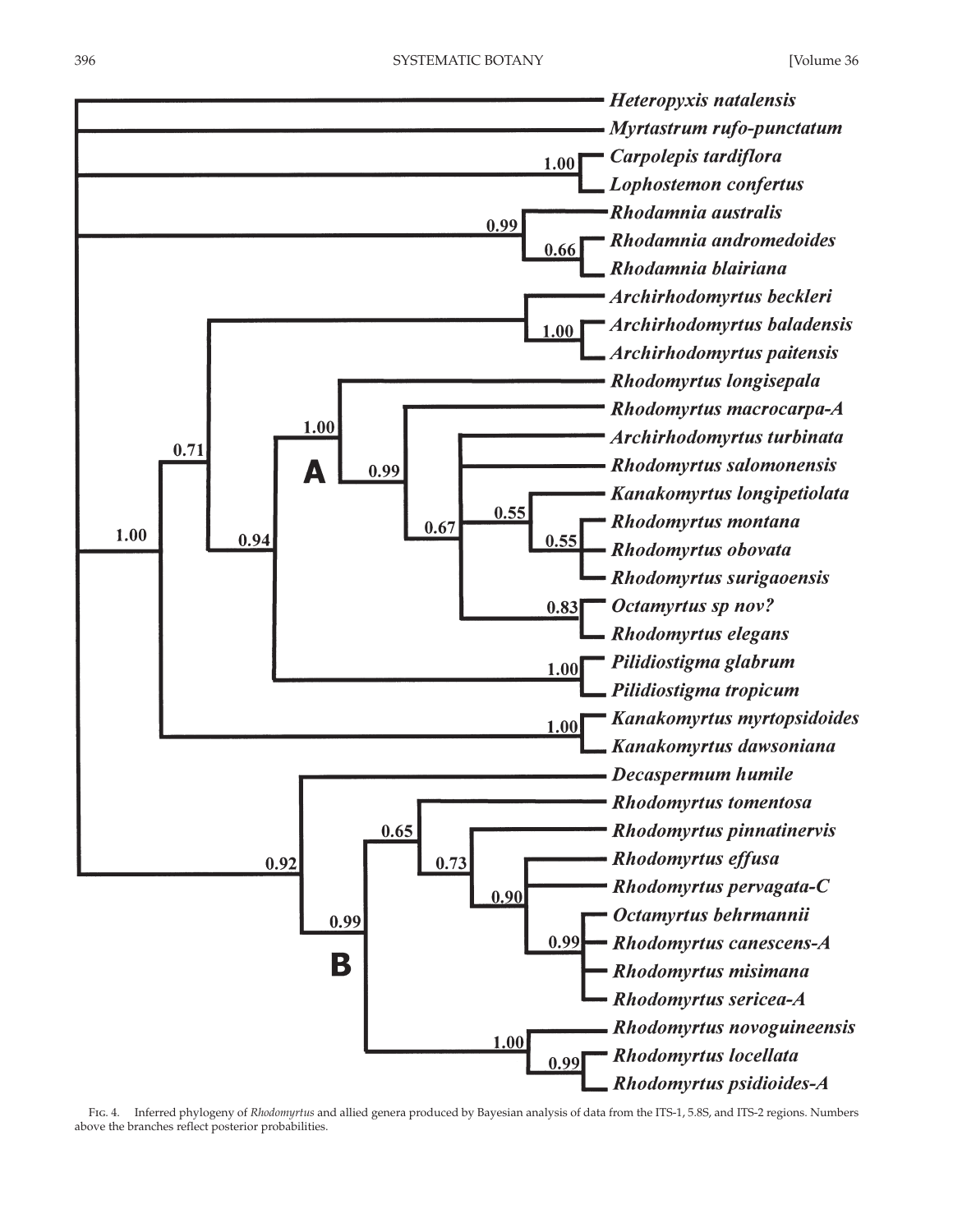Fig. 4. Inferred phylogeny of *Rhodomyrtus* and allied genera produced by Bayesian analysis of data from the ITS-1, 5.8S, and ITS-2 regions. Numbers above the branches reflect posterior probabilities.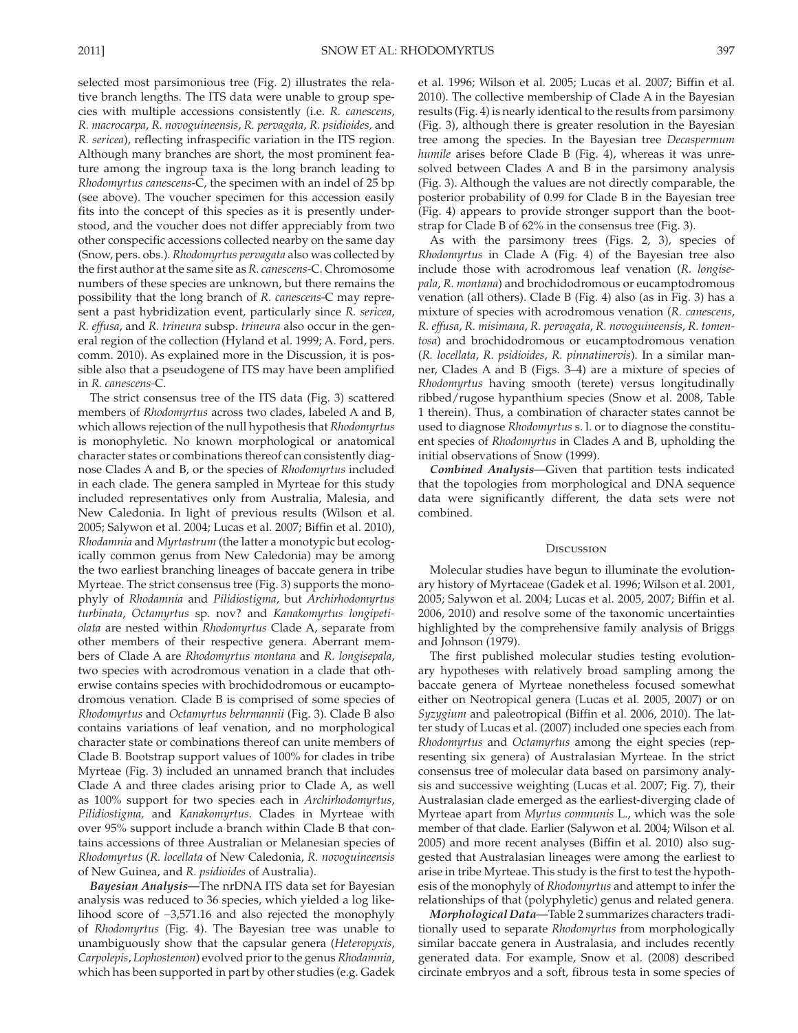selected most parsimonious tree (Fig. 2) illustrates the relative branch lengths. The ITS data were unable to group species with multiple accessions consistently (i.e. *R. canescens*, *R. macrocarpa*, *R. novoguineensis*, *R. pervagata*, *R. psidioides,* and *R. sericea*), reflecting infraspecific variation in the ITS region. Although many branches are short, the most prominent feature among the ingroup taxa is the long branch leading to *Rhodomyrtus canescens*-C, the specimen with an indel of 25 bp (see above). The voucher specimen for this accession easily fits into the concept of this species as it is presently understood, and the voucher does not differ appreciably from two other conspecific accessions collected nearby on the same day (Snow, pers. obs.). *Rhodomyrtus pervagata* also was collected by the first author at the same site as *R. canescens*-C. Chromosome numbers of these species are unknown, but there remains the possibility that the long branch of *R. canescens*-C may represent a past hybridization event, particularly since *R. sericea*, *R. effusa*, and *R. trineura* subsp. *trineura* also occur in the general region of the collection (Hyland et al. 1999; A. Ford, pers. comm. 2010). As explained more in the Discussion, it is possible also that a pseudogene of ITS may have been amplified in *R. canescens*-C.

The strict consensus tree of the ITS data (Fig. 3) scattered members of *Rhodomyrtus* across two clades, labeled A and B, which allows rejection of the null hypothesis that *Rhodomyrtus* is monophyletic. No known morphological or anatomical character states or combinations thereof can consistently diagnose Clades A and B, or the species of *Rhodomyrtus* included in each clade. The genera sampled in Myrteae for this study included representatives only from Australia, Malesia, and New Caledonia. In light of previous results (Wilson et al. 2005; Salywon et al. 2004; Lucas et al. 2007; Biffin et al. 2010), *Rhodamnia* and *Myrtastrum* (the latter a monotypic but ecologically common genus from New Caledonia) may be among the two earliest branching lineages of baccate genera in tribe Myrteae. The strict consensus tree (Fig. 3) supports the monophyly of *Rhodamnia* and *Pilidiostigma*, but *Archirhodomyrtus turbinata*, *Octamyrtus* sp. nov? and *Kanakomyrtus longipetiolata* are nested within *Rhodomyrtus* Clade A, separate from other members of their respective genera. Aberrant members of Clade A are *Rhodomyrtus montana* and *R. longisepala*, two species with acrodromous venation in a clade that otherwise contains species with brochidodromous or eucamptodromous venation. Clade B is comprised of some species of *Rhodomyrtus* and *Octamyrtus behrmannii* (Fig. 3). Clade B also contains variations of leaf venation, and no morphological character state or combinations thereof can unite members of Clade B. Bootstrap support values of 100% for clades in tribe Myrteae (Fig. 3) included an unnamed branch that includes Clade A and three clades arising prior to Clade A, as well as 100% support for two species each in *Archirhodomyrtus*, *Pilidiostigma,* and *Kanakomyrtus*. Clades in Myrteae with over 95% support include a branch within Clade B that contains accessions of three Australian or Melanesian species of *Rhodomyrtus* (*R. locellata* of New Caledonia, *R. novoguineensis* of New Guinea, and *R. psidioides* of Australia).

***Bayesian Analysis*****—**The nrDNA ITS data set for Bayesian analysis was reduced to 36 species, which yielded a log likelihood score of −3,571.16 and also rejected the monophyly of *Rhodomyrtus* (Fig. 4). The Bayesian tree was unable to unambiguously show that the capsular genera (*Heteropyxis*, *Carpolepis*, *Lophostemon*) evolved prior to the genus *Rhodamnia*, which has been supported in part by other studies (e.g. Gadek et al. 1996; Wilson et al. 2005; Lucas et al. 2007; Biffin et al. 2010). The collective membership of Clade A in the Bayesian results (Fig. 4) is nearly identical to the results from parsimony (Fig. 3), although there is greater resolution in the Bayesian tree among the species. In the Bayesian tree *Decaspermum humile* arises before Clade B (Fig. 4), whereas it was unresolved between Clades A and B in the parsimony analysis (Fig. 3). Although the values are not directly comparable, the posterior probability of 0.99 for Clade B in the Bayesian tree (Fig. 4) appears to provide stronger support than the bootstrap for Clade B of 62% in the consensus tree (Fig. 3).

As with the parsimony trees (Figs. 2, 3), species of *Rhodomyrtus* in Clade A (Fig. 4) of the Bayesian tree also include those with acrodromous leaf venation (*R. longisepala*, *R. montana*) and brochidodromous or eucamptodromous venation (all others). Clade B (Fig. 4) also (as in Fig. 3) has a mixture of species with acrodromous venation (*R. canescens*, *R. effusa*, *R. misimana*, *R. pervagata*, *R. novoguineensis*, *R. tomentosa*) and brochidodromous or eucamptodromous venation (*R. locellata*, *R. psidioides*, *R. pinnatinervis*). In a similar manner, Clades A and B (Figs. 3–4) are a mixture of species of *Rhodomyrtus* having smooth (terete) versus longitudinally ribbed/rugose hypanthium species (Snow et al. 2008, Table 1 therein). Thus, a combination of character states cannot be used to diagnose *Rhodomyrtus* s. l. or to diagnose the constituent species of *Rhodomyrtus* in Clades A and B, upholding the initial observations of Snow (1999).

***Combined Analysis*****—**Given that partition tests indicated that the topologies from morphological and DNA sequence data were significantly different, the data sets were not combined.

## Discussion

Molecular studies have begun to illuminate the evolutionary history of Myrtaceae (Gadek et al. 1996; Wilson et al. 2001, 2005; Salywon et al. 2004; Lucas et al. 2005, 2007; Biffin et al. 2006, 2010) and resolve some of the taxonomic uncertainties highlighted by the comprehensive family analysis of Briggs and Johnson (1979).

The first published molecular studies testing evolutionary hypotheses with relatively broad sampling among the baccate genera of Myrteae nonetheless focused somewhat either on Neotropical genera (Lucas et al. 2005, 2007) or on *Syzygium* and paleotropical (Biffin et al. 2006, 2010). The latter study of Lucas et al. (2007) included one species each from *Rhodomyrtus* and *Octamyrtus* among the eight species (representing six genera) of Australasian Myrteae. In the strict consensus tree of molecular data based on parsimony analysis and successive weighting (Lucas et al. 2007; Fig. 7), their Australasian clade emerged as the earliest-diverging clade of Myrteae apart from *Myrtus communis* L., which was the sole member of that clade. Earlier (Salywon et al. 2004; Wilson et al. 2005) and more recent analyses (Biffin et al. 2010) also suggested that Australasian lineages were among the earliest to arise in tribe Myrteae. This study is the first to test the hypothesis of the monophyly of *Rhodomyrtus* and attempt to infer the relationships of that (polyphyletic) genus and related genera.

***Morphological Data*****—**Table 2 summarizes characters traditionally used to separate *Rhodomyrtus* from morphologically similar baccate genera in Australasia, and includes recently generated data. For example, Snow et al. (2008) described circinate embryos and a soft, fibrous testa in some species of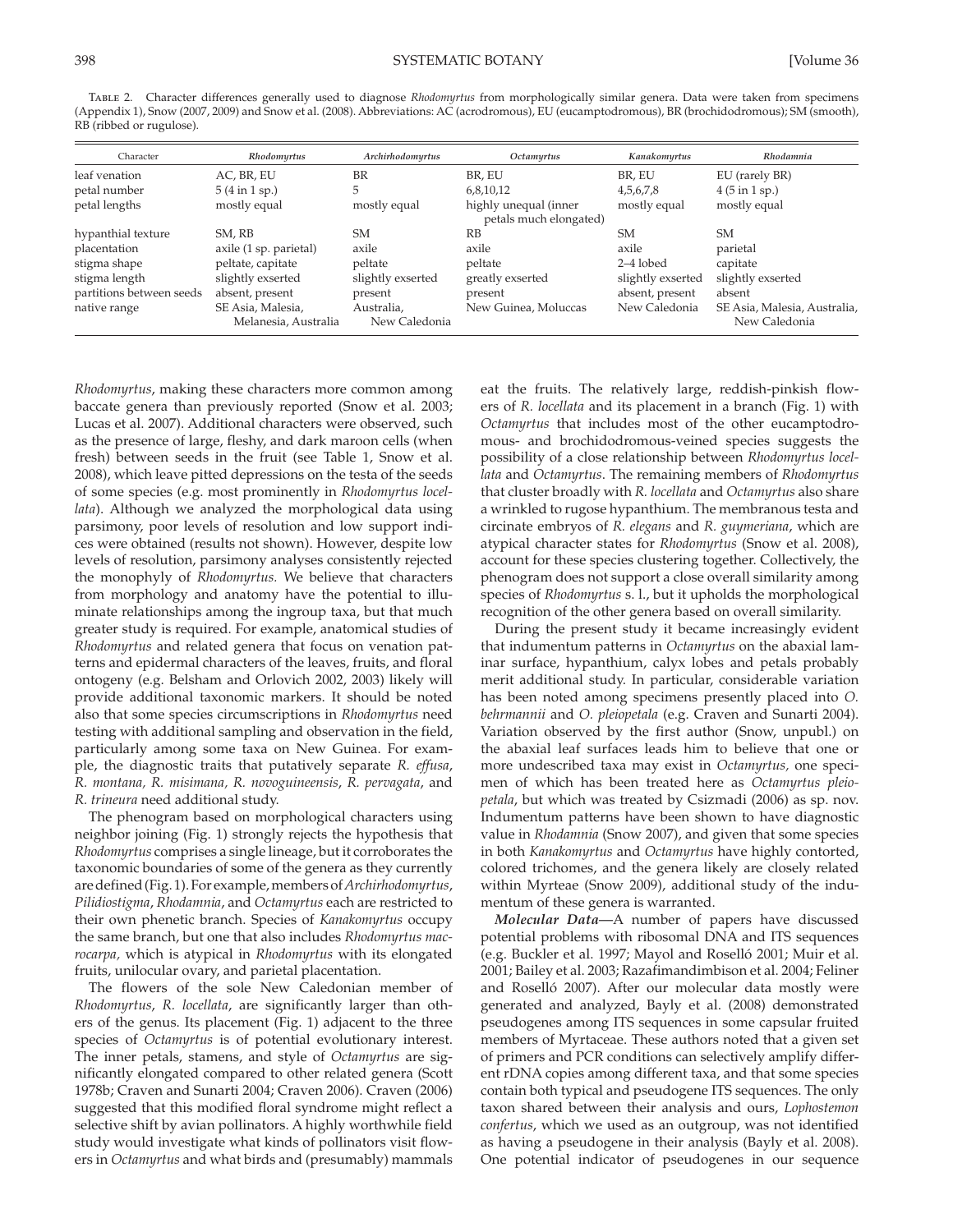Table 2. Character differences generally used to diagnose *Rhodomyrtus* from morphologically similar genera. Data were taken from specimens (Appendix 1), Snow (2007, 2009) and Snow et al. (2008). Abbreviations: AC (acrodromous), EU (eucamptodromous), BR (brochidodromous); SM (smooth), RB (ribbed or rugulose).

| Character | *Rhodomyrtus* | *Archirhodomyrtus* | *Octamyrtus* | *Kanakomyrtus* | *Rhodamnia* |
|---|---|---|---|---|---|
| leaf venation | AC, BR, EU | BR | BR, EU | BR, EU | EU (rarely BR) |
| petal number | 5 (4 in 1 sp.) | 5 | 6,8,10,12 | 4,5,6,7,8 | 4 (5 in 1 sp.) |
| petal lengths | mostly equal | mostly equal | highly unequal (inner petals much elongated) | mostly equal | mostly equal |
| hypanthial texture | SM, RB | SM | RB | SM | SM |
| placentation | axile (1 sp. parietal) | axile | axile | axile | parietal |
| stigma shape | peltate, capitate | peltate | peltate | 2–4 lobed | capitate |
| stigma length | slightly exserted | slightly exserted | greatly exserted | slightly exserted | slightly exserted |
| partitions between seeds | absent, present | present | present | absent, present | absent |
| native range | SE Asia, Malesia, Melanesia, Australia | Australia, New Caledonia | New Guinea, Moluccas | New Caledonia | SE Asia, Malesia, Australia, New Caledonia |

*Rhodomyrtus*, making these characters more common among baccate genera than previously reported (Snow et al. 2003; Lucas et al. 2007). Additional characters were observed, such as the presence of large, fleshy, and dark maroon cells (when fresh) between seeds in the fruit (see Table 1, Snow et al. 2008), which leave pitted depressions on the testa of the seeds of some species (e.g. most prominently in *Rhodomyrtus locellata*). Although we analyzed the morphological data using parsimony, poor levels of resolution and low support indices were obtained (results not shown). However, despite low levels of resolution, parsimony analyses consistently rejected the monophyly of *Rhodomyrtus.* We believe that characters from morphology and anatomy have the potential to illuminate relationships among the ingroup taxa, but that much greater study is required. For example, anatomical studies of *Rhodomyrtus* and related genera that focus on venation patterns and epidermal characters of the leaves, fruits, and floral ontogeny (e.g. Belsham and Orlovich 2002, 2003) likely will provide additional taxonomic markers. It should be noted also that some species circumscriptions in *Rhodomyrtus* need testing with additional sampling and observation in the field, particularly among some taxa on New Guinea. For example, the diagnostic traits that putatively separate *R. effusa*, *R. montana, R. misimana, R. novoguineensis*, *R. pervagata*, and *R. trineura* need additional study.

The phenogram based on morphological characters using neighbor joining (Fig. 1) strongly rejects the hypothesis that *Rhodomyrtus* comprises a single lineage, but it corroborates the taxonomic boundaries of some of the genera as they currently are defined (Fig. 1). For example, members of *Archirhodomyrtus*, *Pilidiostigma*, *Rhodamnia*, and *Octamyrtus* each are restricted to their own phenetic branch. Species of *Kanakomyrtus* occupy the same branch, but one that also includes *Rhodomyrtus macrocarpa,* which is atypical in *Rhodomyrtus* with its elongated fruits, unilocular ovary, and parietal placentation.

The flowers of the sole New Caledonian member of *Rhodomyrtus*, *R. locellata*, are significantly larger than others of the genus. Its placement (Fig. 1) adjacent to the three species of *Octamyrtus* is of potential evolutionary interest. The inner petals, stamens, and style of *Octamyrtus* are significantly elongated compared to other related genera (Scott 1978b; Craven and Sunarti 2004; Craven 2006). Craven (2006) suggested that this modified floral syndrome might reflect a selective shift by avian pollinators. A highly worthwhile field study would investigate what kinds of pollinators visit flowers in *Octamyrtus* and what birds and (presumably) mammals eat the fruits. The relatively large, reddish-pinkish flowers of *R. locellata* and its placement in a branch (Fig. 1) with *Octamyrtus* that includes most of the other eucamptodromous- and brochidodromous-veined species suggests the possibility of a close relationship between *Rhodomyrtus locellata* and *Octamyrtus*. The remaining members of *Rhodomyrtus* that cluster broadly with *R. locellata* and *Octamyrtus* also share a wrinkled to rugose hypanthium. The membranous testa and circinate embryos of *R. elegans* and *R. guymeriana*, which are atypical character states for *Rhodomyrtus* (Snow et al. 2008), account for these species clustering together. Collectively, the phenogram does not support a close overall similarity among species of *Rhodomyrtus* s. l., but it upholds the morphological recognition of the other genera based on overall similarity.

During the present study it became increasingly evident that indumentum patterns in *Octamyrtus* on the abaxial laminar surface, hypanthium, calyx lobes and petals probably merit additional study. In particular, considerable variation has been noted among specimens presently placed into *O. behrmannii* and *O. pleiopetala* (e.g. Craven and Sunarti 2004). Variation observed by the first author (Snow, unpubl.) on the abaxial leaf surfaces leads him to believe that one or more undescribed taxa may exist in *Octamyrtus,* one specimen of which has been treated here as *Octamyrtus pleiopetala*, but which was treated by Csizmadi (2006) as sp. nov. Indumentum patterns have been shown to have diagnostic value in *Rhodamnia* (Snow 2007), and given that some species in both *Kanakomyrtus* and *Octamyrtus* have highly contorted, colored trichomes, and the genera likely are closely related within Myrteae (Snow 2009), additional study of the indumentum of these genera is warranted.

***Molecular Data***—A number of papers have discussed potential problems with ribosomal DNA and ITS sequences (e.g. Buckler et al. 1997; Mayol and Roselló 2001; Muir et al. 2001; Bailey et al. 2003; Razafimandimbison et al. 2004; Feliner and Roselló 2007). After our molecular data mostly were generated and analyzed, Bayly et al. (2008) demonstrated pseudogenes among ITS sequences in some capsular fruited members of Myrtaceae. These authors noted that a given set of primers and PCR conditions can selectively amplify different rDNA copies among different taxa, and that some species contain both typical and pseudogene ITS sequences. The only taxon shared between their analysis and ours, *Lophostemon confertus*, which we used as an outgroup, was not identified as having a pseudogene in their analysis (Bayly et al. 2008). One potential indicator of pseudogenes in our sequence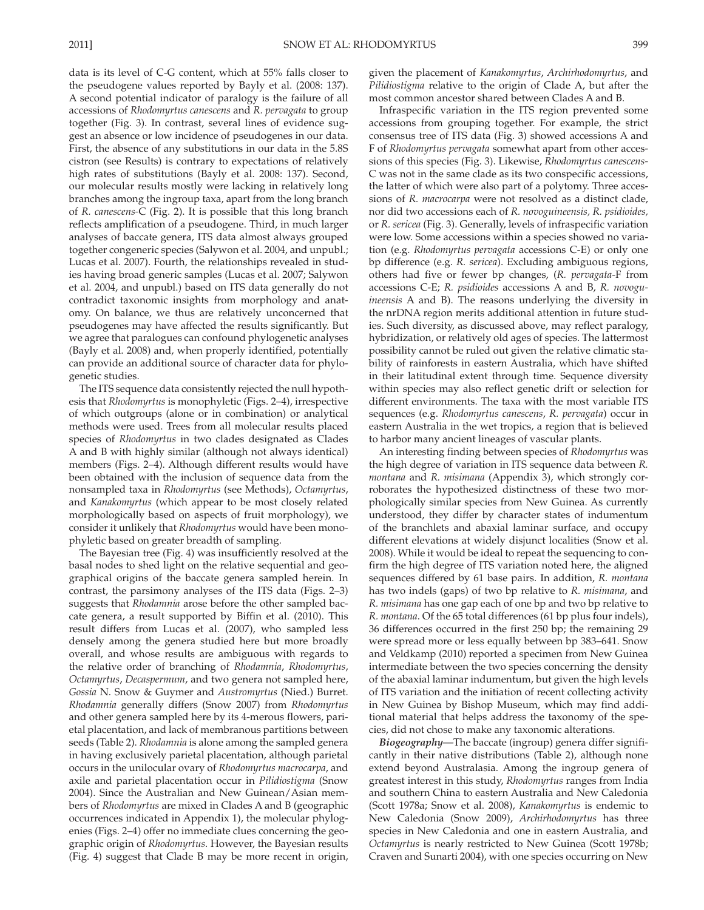data is its level of C-G content, which at 55% falls closer to the pseudogene values reported by Bayly et al. (2008: 137). A second potential indicator of paralogy is the failure of all accessions of *Rhodomyrtus canescens* and *R. pervagata* to group together (Fig. 3). In contrast, several lines of evidence suggest an absence or low incidence of pseudogenes in our data. First, the absence of any substitutions in our data in the 5.8S cistron (see Results) is contrary to expectations of relatively high rates of substitutions (Bayly et al. 2008: 137). Second, our molecular results mostly were lacking in relatively long branches among the ingroup taxa, apart from the long branch of *R. canescens*-C (Fig. 2). It is possible that this long branch reflects amplification of a pseudogene. Third, in much larger analyses of baccate genera, ITS data almost always grouped together congeneric species (Salywon et al. 2004, and unpubl.; Lucas et al. 2007). Fourth, the relationships revealed in studies having broad generic samples (Lucas et al. 2007; Salywon et al. 2004, and unpubl.) based on ITS data generally do not contradict taxonomic insights from morphology and anatomy. On balance, we thus are relatively unconcerned that pseudogenes may have affected the results significantly. But we agree that paralogues can confound phylogenetic analyses (Bayly et al. 2008) and, when properly identified, potentially can provide an additional source of character data for phylogenetic studies.

The ITS sequence data consistently rejected the null hypothesis that *Rhodomyrtus* is monophyletic (Figs. 2–4), irrespective of which outgroups (alone or in combination) or analytical methods were used. Trees from all molecular results placed species of *Rhodomyrtus* in two clades designated as Clades A and B with highly similar (although not always identical) members (Figs. 2–4). Although different results would have been obtained with the inclusion of sequence data from the nonsampled taxa in *Rhodomyrtus* (see Methods), *Octamyrtus*, and *Kanakomyrtus* (which appear to be most closely related morphologically based on aspects of fruit morphology), we consider it unlikely that *Rhodomyrtus* would have been monophyletic based on greater breadth of sampling.

The Bayesian tree (Fig. 4) was insufficiently resolved at the basal nodes to shed light on the relative sequential and geographical origins of the baccate genera sampled herein. In contrast, the parsimony analyses of the ITS data (Figs. 2–3) suggests that *Rhodamnia* arose before the other sampled baccate genera, a result supported by Biffin et al. (2010). This result differs from Lucas et al. (2007), who sampled less densely among the genera studied here but more broadly overall, and whose results are ambiguous with regards to the relative order of branching of *Rhodamnia*, *Rhodomyrtus*, *Octamyrtus*, *Decaspermum*, and two genera not sampled here, *Gossia* N. Snow & Guymer and *Austromyrtus* (Nied.) Burret. *Rhodamnia* generally differs (Snow 2007) from *Rhodomyrtus* and other genera sampled here by its 4-merous flowers, parietal placentation, and lack of membranous partitions between seeds (Table 2). *Rhodamnia* is alone among the sampled genera in having exclusively parietal placentation, although parietal occurs in the unilocular ovary of *Rhodomyrtus macrocarpa*, and axile and parietal placentation occur in *Pilidiostigma* (Snow 2004). Since the Australian and New Guinean/Asian members of *Rhodomyrtus* are mixed in Clades A and B (geographic occurrences indicated in Appendix 1), the molecular phylogenies (Figs. 2–4) offer no immediate clues concerning the geographic origin of *Rhodomyrtus*. However, the Bayesian results (Fig. 4) suggest that Clade B may be more recent in origin, given the placement of *Kanakomyrtus*, *Archirhodomyrtus*, and *Pilidiostigma* relative to the origin of Clade A, but after the most common ancestor shared between Clades A and B.

Infraspecific variation in the ITS region prevented some accessions from grouping together. For example, the strict consensus tree of ITS data (Fig. 3) showed accessions A and F of *Rhodomyrtus pervagata* somewhat apart from other accessions of this species (Fig. 3). Likewise, *Rhodomyrtus canescens*-C was not in the same clade as its two conspecific accessions, the latter of which were also part of a polytomy. Three accessions of *R. macrocarpa* were not resolved as a distinct clade, nor did two accessions each of *R. novoguineensis, R. psidioides,* or *R. sericea* (Fig. 3). Generally, levels of infraspecific variation were low. Some accessions within a species showed no variation (e.g. *Rhodomyrtus pervagata* accessions C-E) or only one bp difference (e.g. *R. sericea*). Excluding ambiguous regions, others had five or fewer bp changes, (*R. pervagata*-F from accessions C-E; *R. psidioides* accessions A and B, *R. novoguineensis* A and B). The reasons underlying the diversity in the nrDNA region merits additional attention in future studies. Such diversity, as discussed above, may reflect paralogy, hybridization, or relatively old ages of species. The lattermost possibility cannot be ruled out given the relative climatic stability of rainforests in eastern Australia, which have shifted in their latitudinal extent through time. Sequence diversity within species may also reflect genetic drift or selection for different environments. The taxa with the most variable ITS sequences (e.g. *Rhodomyrtus canescens*, *R. pervagata*) occur in eastern Australia in the wet tropics, a region that is believed to harbor many ancient lineages of vascular plants.

An interesting finding between species of *Rhodomyrtus* was the high degree of variation in ITS sequence data between *R. montana* and *R. misimana* (Appendix 3), which strongly corroborates the hypothesized distinctness of these two morphologically similar species from New Guinea. As currently understood, they differ by character states of indumentum of the branchlets and abaxial laminar surface, and occupy different elevations at widely disjunct localities (Snow et al. 2008). While it would be ideal to repeat the sequencing to confirm the high degree of ITS variation noted here, the aligned sequences differed by 61 base pairs. In addition, *R. montana* has two indels (gaps) of two bp relative to *R. misimana*, and *R. misimana* has one gap each of one bp and two bp relative to *R. montana*. Of the 65 total differences (61 bp plus four indels), 36 differences occurred in the first 250 bp; the remaining 29 were spread more or less equally between bp 383–641. Snow and Veldkamp (2010) reported a specimen from New Guinea intermediate between the two species concerning the density of the abaxial laminar indumentum, but given the high levels of ITS variation and the initiation of recent collecting activity in New Guinea by Bishop Museum, which may find additional material that helps address the taxonomy of the species, did not chose to make any taxonomic alterations.

***Biogeography***—The baccate (ingroup) genera differ significantly in their native distributions (Table 2), although none extend beyond Australasia. Among the ingroup genera of greatest interest in this study, *Rhodomyrtus* ranges from India and southern China to eastern Australia and New Caledonia (Scott 1978a; Snow et al. 2008), *Kanakomyrtus* is endemic to New Caledonia (Snow 2009), *Archirhodomyrtus* has three species in New Caledonia and one in eastern Australia, and *Octamyrtus* is nearly restricted to New Guinea (Scott 1978b; Craven and Sunarti 2004), with one species occurring on New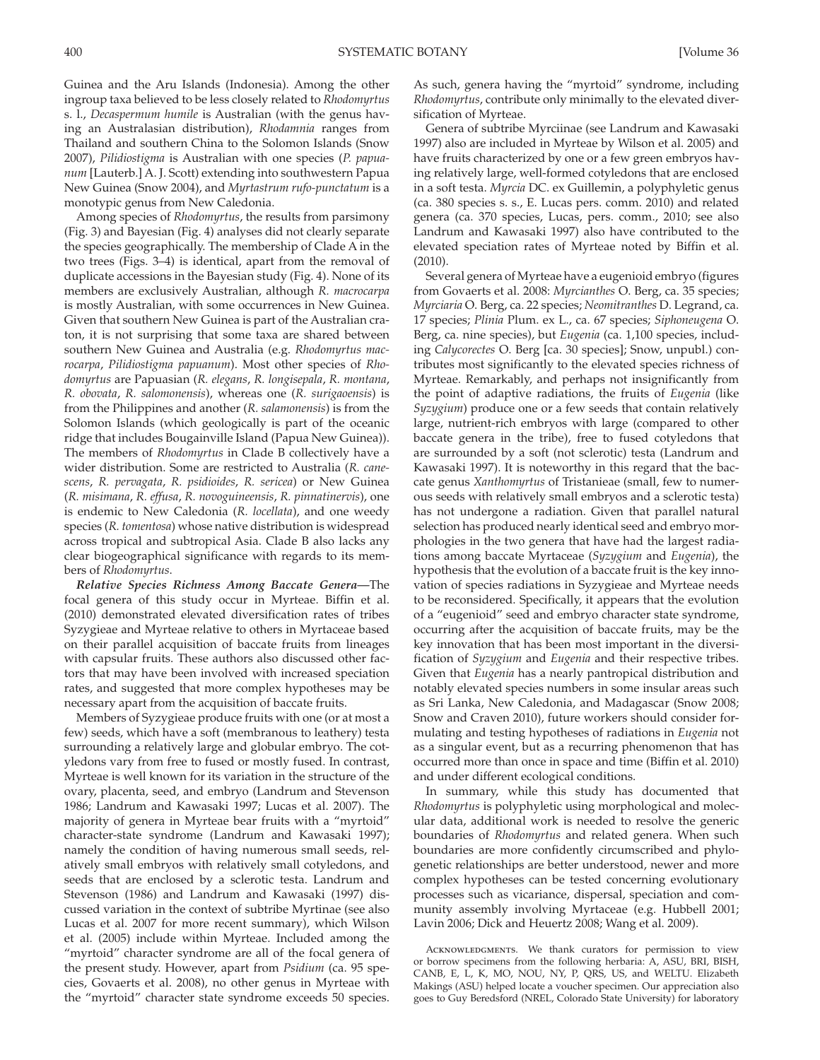Guinea and the Aru Islands (Indonesia). Among the other ingroup taxa believed to be less closely related to *Rhodomyrtus* s. l., *Decaspermum humile* is Australian (with the genus having an Australasian distribution), *Rhodamnia* ranges from Thailand and southern China to the Solomon Islands (Snow 2007), *Pilidiostigma* is Australian with one species (*P. papuanum* [Lauterb.] A. J. Scott) extending into southwestern Papua New Guinea (Snow 2004), and *Myrtastrum rufo-punctatum* is a monotypic genus from New Caledonia.

Among species of *Rhodomyrtus*, the results from parsimony (Fig. 3) and Bayesian (Fig. 4) analyses did not clearly separate the species geographically. The membership of Clade A in the two trees (Figs. 3–4) is identical, apart from the removal of duplicate accessions in the Bayesian study (Fig. 4). None of its members are exclusively Australian, although *R. macrocarpa* is mostly Australian, with some occurrences in New Guinea. Given that southern New Guinea is part of the Australian craton, it is not surprising that some taxa are shared between southern New Guinea and Australia (e.g. *Rhodomyrtus macrocarpa*, *Pilidiostigma papuanum*). Most other species of *Rhodomyrtus* are Papuasian (*R. elegans*, *R. longisepala*, *R. montana*, *R. obovata*, *R. salomonensis*), whereas one (*R. surigaoensis*) is from the Philippines and another (*R. salamonensis*) is from the Solomon Islands (which geologically is part of the oceanic ridge that includes Bougainville Island (Papua New Guinea)). The members of *Rhodomyrtus* in Clade B collectively have a wider distribution. Some are restricted to Australia (*R. canescens*, *R. pervagata*, *R. psidioides*, *R. sericea*) or New Guinea (*R. misimana*, *R. effusa*, *R. novoguineensis*, *R. pinnatinervis*), one is endemic to New Caledonia (*R. locellata*), and one weedy species (*R. tomentosa*) whose native distribution is widespread across tropical and subtropical Asia. Clade B also lacks any clear biogeographical significance with regards to its members of *Rhodomyrtus*.

***Relative Species Richness Among Baccate Genera***—The focal genera of this study occur in Myrteae. Biffin et al. (2010) demonstrated elevated diversification rates of tribes Syzygieae and Myrteae relative to others in Myrtaceae based on their parallel acquisition of baccate fruits from lineages with capsular fruits. These authors also discussed other factors that may have been involved with increased speciation rates, and suggested that more complex hypotheses may be necessary apart from the acquisition of baccate fruits.

Members of Syzygieae produce fruits with one (or at most a few) seeds, which have a soft (membranous to leathery) testa surrounding a relatively large and globular embryo. The cotyledons vary from free to fused or mostly fused. In contrast, Myrteae is well known for its variation in the structure of the ovary, placenta, seed, and embryo (Landrum and Stevenson 1986; Landrum and Kawasaki 1997; Lucas et al. 2007). The majority of genera in Myrteae bear fruits with a "myrtoid" character-state syndrome (Landrum and Kawasaki 1997); namely the condition of having numerous small seeds, relatively small embryos with relatively small cotyledons, and seeds that are enclosed by a sclerotic testa. Landrum and Stevenson (1986) and Landrum and Kawasaki (1997) discussed variation in the context of subtribe Myrtinae (see also Lucas et al. 2007 for more recent summary), which Wilson et al. (2005) include within Myrteae. Included among the "myrtoid" character syndrome are all of the focal genera of the present study. However, apart from *Psidium* (ca. 95 species, Govaerts et al. 2008), no other genus in Myrteae with the "myrtoid" character state syndrome exceeds 50 species. As such, genera having the "myrtoid" syndrome, including *Rhodomyrtus*, contribute only minimally to the elevated diversification of Myrteae.

Genera of subtribe Myrciinae (see Landrum and Kawasaki 1997) also are included in Myrteae by Wilson et al. 2005) and have fruits characterized by one or a few green embryos having relatively large, well-formed cotyledons that are enclosed in a soft testa. *Myrcia* DC. ex Guillemin, a polyphyletic genus (ca. 380 species s. s., E. Lucas pers. comm. 2010) and related genera (ca. 370 species, Lucas, pers. comm., 2010; see also Landrum and Kawasaki 1997) also have contributed to the elevated speciation rates of Myrteae noted by Biffin et al. (2010).

Several genera of Myrteae have a eugenioid embryo (figures from Govaerts et al. 2008: *Myrcianthes* O. Berg, ca. 35 species; *Myrciaria* O. Berg, ca. 22 species; *Neomitranthes* D. Legrand, ca. 17 species; *Plinia* Plum. ex L., ca. 67 species; *Siphoneugena* O. Berg, ca. nine species), but *Eugenia* (ca. 1,100 species, including *Calycorectes* O. Berg [ca. 30 species]; Snow, unpubl.) contributes most significantly to the elevated species richness of Myrteae. Remarkably, and perhaps not insignificantly from the point of adaptive radiations, the fruits of *Eugenia* (like *Syzygium*) produce one or a few seeds that contain relatively large, nutrient-rich embryos with large (compared to other baccate genera in the tribe), free to fused cotyledons that are surrounded by a soft (not sclerotic) testa (Landrum and Kawasaki 1997). It is noteworthy in this regard that the baccate genus *Xanthomyrtus* of Tristanieae (small, few to numerous seeds with relatively small embryos and a sclerotic testa) has not undergone a radiation. Given that parallel natural selection has produced nearly identical seed and embryo morphologies in the two genera that have had the largest radiations among baccate Myrtaceae (*Syzygium* and *Eugenia*), the hypothesis that the evolution of a baccate fruit is the key innovation of species radiations in Syzygieae and Myrteae needs to be reconsidered. Specifically, it appears that the evolution of a "eugenioid" seed and embryo character state syndrome, occurring after the acquisition of baccate fruits, may be the key innovation that has been most important in the diversification of *Syzygium* and *Eugenia* and their respective tribes. Given that *Eugenia* has a nearly pantropical distribution and notably elevated species numbers in some insular areas such as Sri Lanka, New Caledonia, and Madagascar (Snow 2008; Snow and Craven 2010), future workers should consider formulating and testing hypotheses of radiations in *Eugenia* not as a singular event, but as a recurring phenomenon that has occurred more than once in space and time (Biffin et al. 2010) and under different ecological conditions.

In summary, while this study has documented that *Rhodomyrtus* is polyphyletic using morphological and molecular data, additional work is needed to resolve the generic boundaries of *Rhodomyrtus* and related genera. When such boundaries are more confidently circumscribed and phylogenetic relationships are better understood, newer and more complex hypotheses can be tested concerning evolutionary processes such as vicariance, dispersal, speciation and community assembly involving Myrtaceae (e.g. Hubbell 2001; Lavin 2006; Dick and Heuertz 2008; Wang et al. 2009).

Acknowledgments. We thank curators for permission to view or borrow specimens from the following herbaria: A, ASU, BRI, BISH, CANB, E, L, K, MO, NOU, NY, P, QRS, US, and WELTU. Elizabeth Makings (ASU) helped locate a voucher specimen. Our appreciation also goes to Guy Beredsford (NREL, Colorado State University) for laboratory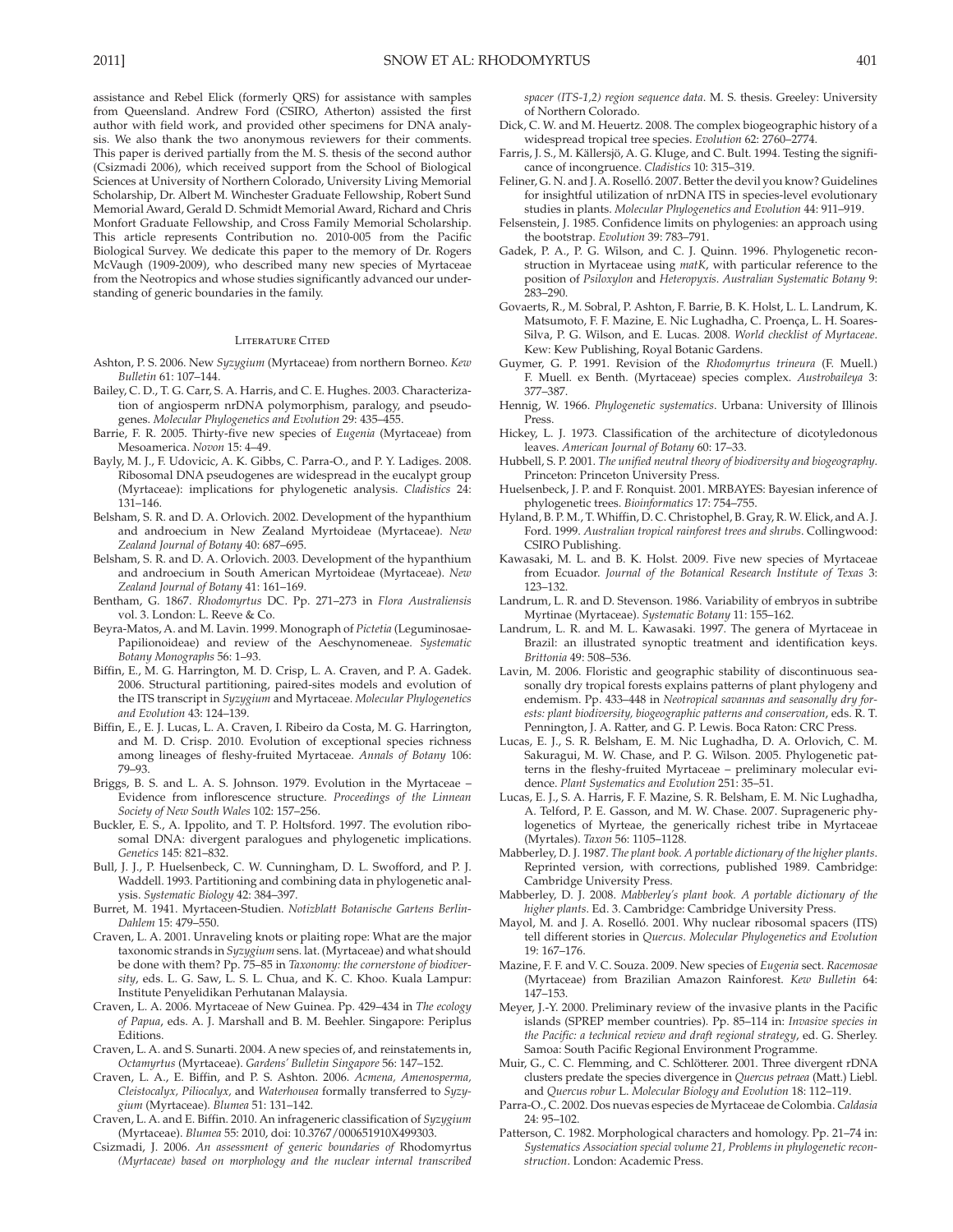assistance and Rebel Elick (formerly QRS) for assistance with samples from Queensland. Andrew Ford (CSIRO, Atherton) assisted the first author with field work, and provided other specimens for DNA analysis. We also thank the two anonymous reviewers for their comments. This paper is derived partially from the M. S. thesis of the second author (Csizmadi 2006), which received support from the School of Biological Sciences at University of Northern Colorado, University Living Memorial Scholarship, Dr. Albert M. Winchester Graduate Fellowship, Robert Sund Memorial Award, Gerald D. Schmidt Memorial Award, Richard and Chris Monfort Graduate Fellowship, and Cross Family Memorial Scholarship. This article represents Contribution no. 2010-005 from the Pacific Biological Survey. We dedicate this paper to the memory of Dr. Rogers McVaugh (1909-2009), who described many new species of Myrtaceae from the Neotropics and whose studies significantly advanced our understanding of generic boundaries in the family.

## Literature Cited

Ashton, P. S. 2006. New *Syzygium* (Myrtaceae) from northern Borneo. *Kew Bulletin* 61: 107–144.

Bailey, C. D., T. G. Carr, S. A. Harris, and C. E. Hughes. 2003. Characterization of angiosperm nrDNA polymorphism, paralogy, and pseudogenes. *Molecular Phylogenetics and Evolution* 29: 435–455.

Barrie, F. R. 2005. Thirty-five new species of *Eugenia* (Myrtaceae) from Mesoamerica. *Novon* 15: 4–49.

Bayly, M. J., F. Udovicic, A. K. Gibbs, C. Parra-O., and P. Y. Ladiges. 2008. Ribosomal DNA pseudogenes are widespread in the eucalypt group (Myrtaceae): implications for phylogenetic analysis. *Cladistics* 24: 131–146.

Belsham, S. R. and D. A. Orlovich. 2002. Development of the hypanthium and androecium in New Zealand Myrtoideae (Myrtaceae). *New Zealand Journal of Botany* 40: 687–695.

Belsham, S. R. and D. A. Orlovich. 2003. Development of the hypanthium and androecium in South American Myrtoideae (Myrtaceae). *New Zealand Journal of Botany* 41: 161–169.

Bentham, G. 1867. *Rhodomyrtus* DC. Pp. 271–273 in *Flora Australiensis* vol. 3. London: L. Reeve & Co.

Beyra-Matos, A. and M. Lavin. 1999. Monograph of *Pictetia* (Leguminosae-Papilionoideae) and review of the Aeschynomeneae. *Systematic Botany Monographs* 56: 1–93.

Biffin, E., M. G. Harrington, M. D. Crisp, L. A. Craven, and P. A. Gadek. 2006. Structural partitioning, paired-sites models and evolution of the ITS transcript in *Syzygium* and Myrtaceae. *Molecular Phylogenetics and Evolution* 43: 124–139.

Biffin, E., E. J. Lucas, L. A. Craven, I. Ribeiro da Costa, M. G. Harrington, and M. D. Crisp. 2010. Evolution of exceptional species richness among lineages of fleshy-fruited Myrtaceae. *Annals of Botany* 106: 79–93.

Briggs, B. S. and L. A. S. Johnson. 1979. Evolution in the Myrtaceae – Evidence from inflorescence structure. *Proceedings of the Linnean Society of New South Wales* 102: 157–256.

Buckler, E. S., A. Ippolito, and T. P. Holtsford. 1997. The evolution ribosomal DNA: divergent paralogues and phylogenetic implications. *Genetics* 145: 821–832.

Bull, J. J., P. Huelsenbeck, C. W. Cunningham, D. L. Swofford, and P. J. Waddell. 1993. Partitioning and combining data in phylogenetic analysis. *Systematic Biology* 42: 384–397.

Burret, M. 1941. Myrtaceen-Studien. *Notizblatt Botanische Gartens Berlin-Dahlem* 15: 479–550.

Craven, L. A. 2001. Unraveling knots or plaiting rope: What are the major taxonomic strands in *Syzygium* sens. lat. (Myrtaceae) and what should be done with them? Pp. 75–85 in *Taxonomy: the cornerstone of biodiversity*, eds. L. G. Saw, L. S. L. Chua, and K. C. Khoo. Kuala Lampur: Institute Penyelidikan Perhutanan Malaysia.

Craven, L. A. 2006. Myrtaceae of New Guinea. Pp. 429–434 in *The ecology of Papua*, eds. A. J. Marshall and B. M. Beehler. Singapore: Periplus Editions.

Craven, L. A. and S. Sunarti. 2004. A new species of, and reinstatements in, *Octamyrtus* (Myrtaceae). *Gardens' Bulletin Singapore* 56: 147–152.

Craven, L. A., E. Biffin, and P. S. Ashton. 2006. *Acmena, Amenosperma, Cleistocalyx, Piliocalyx,* and *Waterhousea* formally transferred to *Syzygium* (Myrtaceae). *Blumea* 51: 131–142.

Craven, L. A. and E. Biffin. 2010. An infrageneric classification of *Syzygium* (Myrtaceae). *Blumea* 55: 2010, doi: 10.3767/000651910X499303.

Csizmadi, J. 2006. *An assessment of generic boundaries of* Rhodomyrtus *(Myrtaceae) based on morphology and the nuclear internal transcribed spacer (ITS-1,2) region sequence data*. M. S. thesis. Greeley: University of Northern Colorado.

Dick, C. W. and M. Heuertz. 2008. The complex biogeographic history of a widespread tropical tree species. *Evolution* 62: 2760–2774.

Farris, J. S., M. Källersjö, A. G. Kluge, and C. Bult. 1994. Testing the significance of incongruence. *Cladistics* 10: 315–319.

Feliner, G. N. and J. A. Roselló. 2007. Better the devil you know? Guidelines for insightful utilization of nrDNA ITS in species-level evolutionary studies in plants. *Molecular Phylogenetics and Evolution* 44: 911–919.

Felsenstein, J. 1985. Confidence limits on phylogenies: an approach using the bootstrap. *Evolution* 39: 783–791.

Gadek, P. A., P. G. Wilson, and C. J. Quinn. 1996. Phylogenetic reconstruction in Myrtaceae using *matK*, with particular reference to the position of *Psiloxylon* and *Heteropyxis*. *Australian Systematic Botany* 9: 283–290.

Govaerts, R., M. Sobral, P. Ashton, F. Barrie, B. K. Holst, L. L. Landrum, K. Matsumoto, F. F. Mazine, E. Nic Lughadha, C. Proença, L. H. Soares-Silva, P. G. Wilson, and E. Lucas. 2008. *World checklist of Myrtaceae*. Kew: Kew Publishing, Royal Botanic Gardens.

Guymer, G. P. 1991. Revision of the *Rhodomyrtus trineura* (F. Muell.) F. Muell. ex Benth. (Myrtaceae) species complex. *Austrobaileya* 3: 377–387.

Hennig, W. 1966. *Phylogenetic systematics*. Urbana: University of Illinois Press.

Hickey, L. J. 1973. Classification of the architecture of dicotyledonous leaves. *American Journal of Botany* 60: 17–33.

Hubbell, S. P. 2001. *The unified neutral theory of biodiversity and biogeography*. Princeton: Princeton University Press.

Huelsenbeck, J. P. and F. Ronquist. 2001. MRBAYES: Bayesian inference of phylogenetic trees. *Bioinformatics* 17: 754–755.

Hyland, B. P. M., T. Whiffin, D. C. Christophel, B. Gray, R. W. Elick, and A. J. Ford. 1999. *Australian tropical rainforest trees and shrubs*. Collingwood: CSIRO Publishing.

Kawasaki, M. L. and B. K. Holst. 2009. Five new species of Myrtaceae from Ecuador. *Journal of the Botanical Research Institute of Texas* 3: 123–132.

Landrum, L. R. and D. Stevenson. 1986. Variability of embryos in subtribe Myrtinae (Myrtaceae). *Systematic Botany* 11: 155–162.

Landrum, L. R. and M. L. Kawasaki. 1997. The genera of Myrtaceae in Brazil: an illustrated synoptic treatment and identification keys. *Brittonia* 49: 508–536.

Lavin, M. 2006. Floristic and geographic stability of discontinuous seasonally dry tropical forests explains patterns of plant phylogeny and endemism. Pp. 433–448 in *Neotropical savannas and seasonally dry forests: plant biodiversity, biogeographic patterns and conservation*, eds. R. T. Pennington, J. A. Ratter, and G. P. Lewis. Boca Raton: CRC Press.

Lucas, E. J., S. R. Belsham, E. M. Nic Lughadha, D. A. Orlovich, C. M. Sakuragui, M. W. Chase, and P. G. Wilson. 2005. Phylogenetic patterns in the fleshy-fruited Myrtaceae – preliminary molecular evidence. *Plant Systematics and Evolution* 251: 35–51.

Lucas, E. J., S. A. Harris, F. F. Mazine, S. R. Belsham, E. M. Nic Lughadha, A. Telford, P. E. Gasson, and M. W. Chase. 2007. Suprageneric phylogenetics of Myrteae, the generically richest tribe in Myrtaceae (Myrtales). *Taxon* 56: 1105–1128.

Mabberley, D. J. 1987. *The plant book. A portable dictionary of the higher plants*. Reprinted version, with corrections, published 1989. Cambridge: Cambridge University Press.

Mabberley, D. J. 2008. *Mabberley's plant book. A portable dictionary of the higher plants*. Ed. 3. Cambridge: Cambridge University Press.

Mayol, M. and J. A. Roselló. 2001. Why nuclear ribosomal spacers (ITS) tell different stories in *Quercus*. *Molecular Phylogenetics and Evolution* 19: 167–176.

Mazine, F. F. and V. C. Souza. 2009. New species of *Eugenia* sect. *Racemosae* (Myrtaceae) from Brazilian Amazon Rainforest. *Kew Bulletin* 64: 147–153.

Meyer, J.-Y. 2000. Preliminary review of the invasive plants in the Pacific islands (SPREP member countries). Pp. 85–114 in: *Invasive species in the Pacific: a technical review and draft regional strategy*, ed. G. Sherley. Samoa: South Pacific Regional Environment Programme.

Muir, G., C. C. Flemming, and C. Schlötterer. 2001. Three divergent rDNA clusters predate the species divergence in *Quercus petraea* (Matt.) Liebl. and *Quercus robur* L. *Molecular Biology and Evolution* 18: 112–119.

Parra-O., C. 2002. Dos nuevas especies de Myrtaceae de Colombia. *Caldasia* 24: 95–102.

Patterson, C. 1982. Morphological characters and homology. Pp. 21–74 in: *Systematics Association special volume 21, Problems in phylogenetic reconstruction*. London: Academic Press.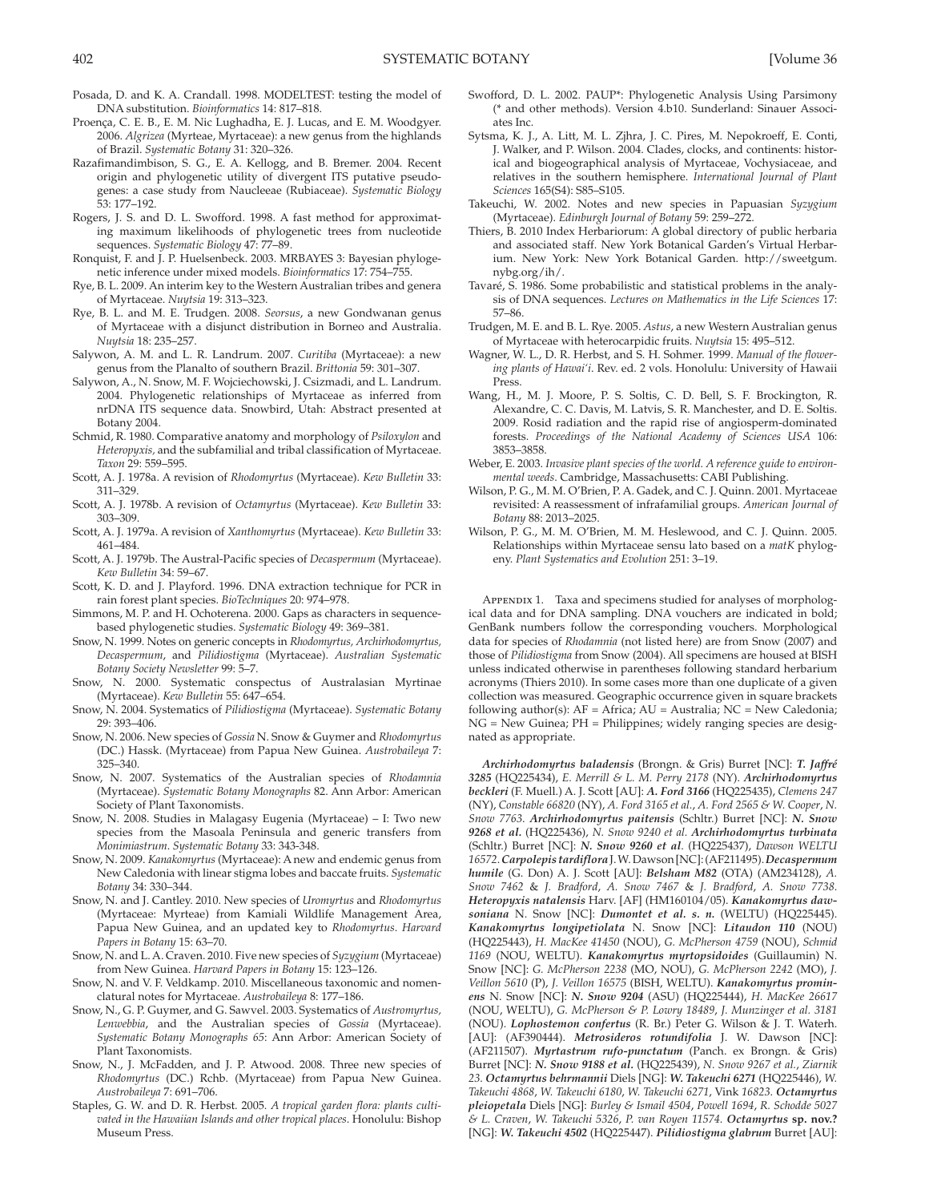Posada, D. and K. A. Crandall. 1998. MODELTEST: testing the model of DNA substitution. *Bioinformatics* 14: 817–818.

Proença, C. E. B., E. M. Nic Lughadha, E. J. Lucas, and E. M. Woodgyer. 2006. *Algrizea* (Myrteae, Myrtaceae): a new genus from the highlands of Brazil. *Systematic Botany* 31: 320–326.

Razafimandimbison, S. G., E. A. Kellogg, and B. Bremer. 2004. Recent origin and phylogenetic utility of divergent ITS putative pseudogenes: a case study from Naucleeae (Rubiaceae). *Systematic Biology* 53: 177–192.

Rogers, J. S. and D. L. Swofford. 1998. A fast method for approximating maximum likelihoods of phylogenetic trees from nucleotide sequences. *Systematic Biology* 47: 77–89.

Ronquist, F. and J. P. Huelsenbeck. 2003. MRBAYES 3: Bayesian phylogenetic inference under mixed models. *Bioinformatics* 17: 754–755.

Rye, B. L. 2009. An interim key to the Western Australian tribes and genera of Myrtaceae. *Nuytsia* 19: 313–323.

Rye, B. L. and M. E. Trudgen. 2008. *Seorsus*, a new Gondwanan genus of Myrtaceae with a disjunct distribution in Borneo and Australia. *Nuytsia* 18: 235–257.

Salywon, A. M. and L. R. Landrum. 2007. *Curitiba* (Myrtaceae): a new genus from the Planalto of southern Brazil. *Brittonia* 59: 301–307.

Salywon, A., N. Snow, M. F. Wojciechowski, J. Csizmadi, and L. Landrum. 2004. Phylogenetic relationships of Myrtaceae as inferred from nrDNA ITS sequence data. Snowbird, Utah: Abstract presented at Botany 2004.

Schmid, R. 1980. Comparative anatomy and morphology of *Psiloxylon* and *Heteropyxis*, and the subfamilial and tribal classification of Myrtaceae. *Taxon* 29: 559–595.

Scott, A. J. 1978a. A revision of *Rhodomyrtus* (Myrtaceae). *Kew Bulletin* 33: 311–329.

Scott, A. J. 1978b. A revision of *Octamyrtus* (Myrtaceae). *Kew Bulletin* 33: 303–309.

Scott, A. J. 1979a. A revision of *Xanthomyrtus* (Myrtaceae). *Kew Bulletin* 33: 461–484.

Scott, A. J. 1979b. The Austral-Pacific species of *Decaspermum* (Myrtaceae). *Kew Bulletin* 34: 59–67.

Scott, K. D. and J. Playford. 1996. DNA extraction technique for PCR in rain forest plant species. *BioTechniques* 20: 974–978.

Simmons, M. P. and H. Ochoterena. 2000. Gaps as characters in sequence-based phylogenetic studies. *Systematic Biology* 49: 369–381.

Snow, N. 1999. Notes on generic concepts in *Rhodomyrtus, Archirhodomyrtus, Decaspermum*, and *Pilidiostigma* (Myrtaceae). *Australian Systematic Botany Society Newsletter* 99: 5–7.

Snow, N. 2000. Systematic conspectus of Australasian Myrtinae (Myrtaceae). *Kew Bulletin* 55: 647–654.

Snow, N. 2004. Systematics of *Pilidiostigma* (Myrtaceae). *Systematic Botany* 29: 393–406.

Snow, N. 2006. New species of *Gossia* N. Snow & Guymer and *Rhodomyrtus* (DC.) Hassk. (Myrtaceae) from Papua New Guinea. *Austrobaileya* 7: 325–340.

Snow, N. 2007. Systematics of the Australian species of *Rhodamnia* (Myrtaceae). *Systematic Botany Monographs* 82. Ann Arbor: American Society of Plant Taxonomists.

Snow, N. 2008. Studies in Malagasy Eugenia (Myrtaceae) – I: Two new species from the Masoala Peninsula and generic transfers from *Monimiastrum*. *Systematic Botany* 33: 343-348.

Snow, N. 2009. *Kanakomyrtus* (Myrtaceae): A new and endemic genus from New Caledonia with linear stigma lobes and baccate fruits. *Systematic Botany* 34: 330–344.

Snow, N. and J. Cantley. 2010. New species of *Uromyrtus* and *Rhodomyrtus* (Myrtaceae: Myrteae) from Kamiali Wildlife Management Area, Papua New Guinea, and an updated key to *Rhodomyrtus*. *Harvard Papers in Botany* 15: 63–70.

Snow, N. and L. A. Craven. 2010. Five new species of *Syzygium* (Myrtaceae) from New Guinea. *Harvard Papers in Botany* 15: 123–126.

Snow, N. and V. F. Veldkamp. 2010. Miscellaneous taxonomic and nomenclatural notes for Myrtaceae. *Austrobaileya* 8: 177–186.

Snow, N., G. P. Guymer, and G. Sawvel. 2003. Systematics of *Austromyrtus, Lenwebbia*, and the Australian species of *Gossia* (Myrtaceae). *Systematic Botany Monographs 65*: Ann Arbor: American Society of Plant Taxonomists.

Snow, N., J. McFadden, and J. P. Atwood. 2008. Three new species of *Rhodomyrtus* (DC.) Rchb. (Myrtaceae) from Papua New Guinea. *Austrobaileya* 7: 691–706.

Staples, G. W. and D. R. Herbst. 2005. *A tropical garden flora: plants cultivated in the Hawaiian Islands and other tropical places*. Honolulu: Bishop Museum Press.

Swofford, D. L. 2002. PAUP*: Phylogenetic Analysis Using Parsimony (* and other methods). Version 4.b10. Sunderland: Sinauer Associates Inc.

Sytsma, K. J., A. Litt, M. L. Zjhra, J. C. Pires, M. Nepokroeff, E. Conti, J. Walker, and P. Wilson. 2004. Clades, clocks, and continents: historical and biogeographical analysis of Myrtaceae, Vochysiaceae, and relatives in the southern hemisphere. *International Journal of Plant Sciences* 165(S4): S85–S105.

Takeuchi, W. 2002. Notes and new species in Papuasian *Syzygium* (Myrtaceae). *Edinburgh Journal of Botany* 59: 259–272.

Thiers, B. 2010 Index Herbariorum: A global directory of public herbaria and associated staff. New York Botanical Garden's Virtual Herbarium. New York: New York Botanical Garden. http://sweetgum.nybg.org/ih/.

Tavaré, S. 1986. Some probabilistic and statistical problems in the analysis of DNA sequences. *Lectures on Mathematics in the Life Sciences* 17: 57–86.

Trudgen, M. E. and B. L. Rye. 2005. *Astus*, a new Western Australian genus of Myrtaceae with heterocarpidic fruits. *Nuytsia* 15: 495–512.

Wagner, W. L., D. R. Herbst, and S. H. Sohmer. 1999. *Manual of the flowering plants of Hawai'i*. Rev. ed. 2 vols. Honolulu: University of Hawaii Press.

Wang, H., M. J. Moore, P. S. Soltis, C. D. Bell, S. F. Brockington, R. Alexandre, C. C. Davis, M. Latvis, S. R. Manchester, and D. E. Soltis. 2009. Rosid radiation and the rapid rise of angiosperm-dominated forests. *Proceedings of the National Academy of Sciences USA* 106: 3853–3858.

Weber, E. 2003. *Invasive plant species of the world. A reference guide to environmental weeds*. Cambridge, Massachusetts: CABI Publishing.

Wilson, P. G., M. M. O'Brien, P. A. Gadek, and C. J. Quinn. 2001. Myrtaceae revisited: A reassessment of infrafamilial groups. *American Journal of Botany* 88: 2013–2025.

Wilson, P. G., M. M. O'Brien, M. M. Heslewood, and C. J. Quinn. 2005. Relationships within Myrtaceae sensu lato based on a *matK* phylogeny. *Plant Systematics and Evolution* 251: 3–19.

Appendix 1. Taxa and specimens studied for analyses of morphological data and for DNA sampling. DNA vouchers are indicated in bold; GenBank numbers follow the corresponding vouchers. Morphological data for species of *Rhodamnia* (not listed here) are from Snow (2007) and those of *Pilidiostigma* from Snow (2004). All specimens are housed at BISH unless indicated otherwise in parentheses following standard herbarium acronyms (Thiers 2010). In some cases more than one duplicate of a given collection was measured. Geographic occurrence given in square brackets following author(s): AF = Africa; AU = Australia; NC = New Caledonia; NG = New Guinea; PH = Philippines; widely ranging species are designated as appropriate.

***Archirhodomyrtus baladensis*** (Brongn. & Gris) Burret [NC]: ***T. Jaffré 3285*** (HQ225434), *E. Merrill & L. M. Perry 2178* (NY). ***Archirhodomyrtus beckleri*** (F. Muell.) A. J. Scott [AU]: ***A. Ford 3166*** (HQ225435), *Clemens 247* (NY), *Constable 66820* (NY), *A. Ford 3165 et al.*, *A. Ford 2565 & W. Cooper*, *N. Snow 7763*. ***Archirhodomyrtus paitensis*** (Schltr.) Burret [NC]: ***N. Snow 9268 et al.*** (HQ225436), *N. Snow 9240 et al.* ***Archirhodomyrtus turbinata*** (Schltr.) Burret [NC]: ***N. Snow 9260 et al***. (HQ225437), *Dawson WELTU 16572*. ***Carpolepis tardiflora*** J. W. Dawson [NC]: (AF211495). ***Decaspermum humile*** (G. Don) A. J. Scott [AU]: ***Belsham M82*** (OTA) (AM234128), *A. Snow 7462* & *J. Bradford*, *A. Snow 7467* & *J. Bradford*, *A. Snow 7738*. ***Heteropyxis natalensis*** Harv. [AF] (HM160104/05). ***Kanakomyrtus dawsoniana*** N. Snow [NC]: ***Dumontet et al. s. n.*** (WELTU) (HQ225445). ***Kanakomyrtus longipetiolata*** N. Snow [NC]: ***Litaudon 110*** (NOU) (HQ225443), *H. MacKee 41450* (NOU), *G. McPherson 4759* (NOU), *Schmid 1169* (NOU, WELTU). ***Kanakomyrtus myrtopsidoides*** (Guillaumin) N. Snow [NC]: *G. McPherson 2238* (MO, NOU), *G. McPherson 2242* (MO), *J. Veillon 5610* (P), *J. Veillon 16575* (BISH, WELTU). ***Kanakomyrtus prominens*** N. Snow [NC]: ***N. Snow 9204*** (ASU) (HQ225444), *H. MacKee 26617* (NOU, WELTU), *G. McPherson & P. Lowry 18489*, *J. Munzinger et al. 3181* (NOU). ***Lophostemon confertus*** (R. Br.) Peter G. Wilson & J. T. Waterh. [AU]: (AF390444). ***Metrosideros rotundifolia*** J. W. Dawson [NC]: (AF211507). ***Myrtastrum rufo-punctatum*** (Panch. ex Brongn. & Gris) Burret [NC]: ***N. Snow 9188 et al.*** (HQ225439), *N. Snow 9267 et al.*, *Ziarnik 23*. ***Octamyrtus behrmannii*** Diels [NG]: ***W. Takeuchi 6271*** (HQ225446), *W. Takeuchi 4868*, *W. Takeuchi 6180*, *W. Takeuchi 6271*, Vink *16823*. ***Octamyrtus pleiopetala*** Diels [NG]: *Burley & Ismail 4504*, *Powell 1694*, *R. Schodde 5027 & L. Craven*, *W. Takeuchi 5326*, *P. van Royen 11574*. ***Octamyrtus* sp. nov.?** [NG]: ***W. Takeuchi 4502*** (HQ225447). ***Pilidiostigma glabrum*** Burret [AU]: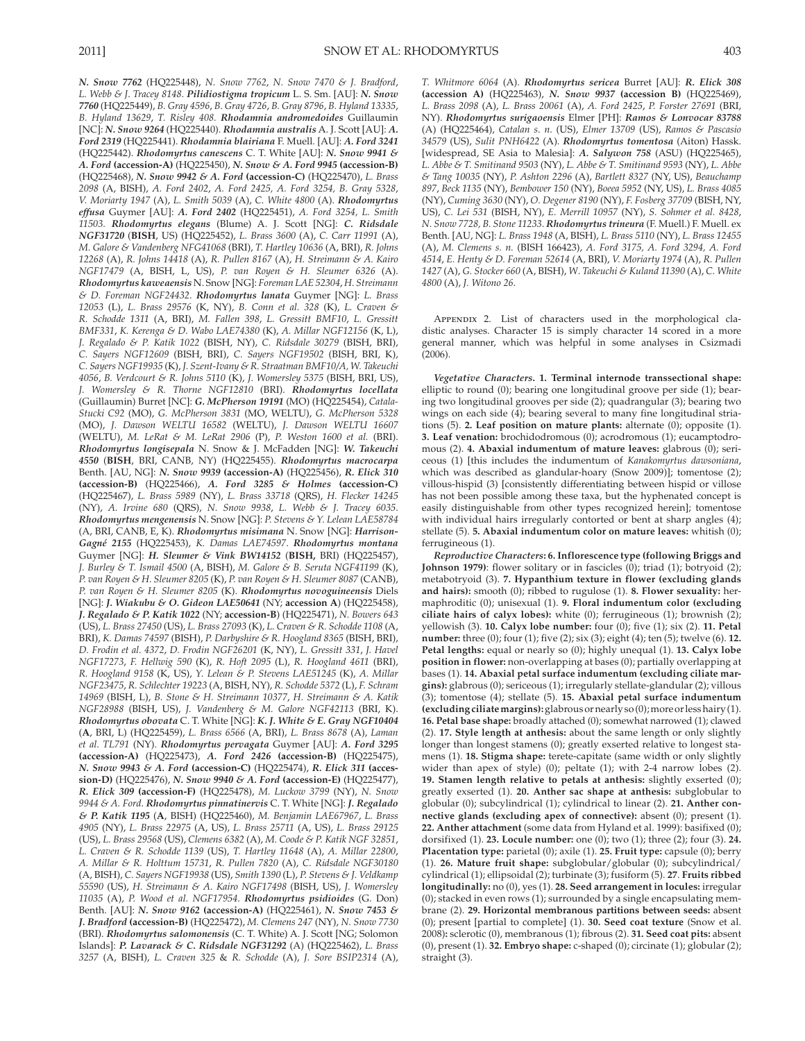***N. Snow 7762*** (HQ225448), *N. Snow 7762, N. Snow 7470 & J. Bradford, L. Webb & J. Tracey 8148*. ***Pilidiostigma tropicum*** L. S. Sm. [AU]: ***N. Snow 7760*** (HQ225449), *B. Gray 4596, B. Gray 4726, B. Gray 8796, B. Hyland 13335, B. Hyland 13629, T. Risley 408*. ***Rhodamnia andromedoides*** Guillaumin [NC]: ***N. Snow 9264*** (HQ225440). ***Rhodamnia australis*** A. J. Scott [AU]: ***A. Ford 2319*** (HQ225441). ***Rhodamnia blairiana*** F. Muell. [AU]: ***A. Ford 3241*** (HQ225442). ***Rhodomyrtus canescens*** C. T. White [AU]: ***N. Snow 9941 & A. Ford* (accession-A)** (HQ225450), ***N. Snow & A. Ford 9945* (accession-B)** (HQ225468), ***N. Snow 9942 & A. Ford* (accession-C)** (HQ225470), *L. Brass 2098* (A, BISH), *A. Ford 2402, A. Ford 2425, A. Ford 3254, B. Gray 5328, V. Moriarty 1947* (A), *L. Smith 5039* (A), *C. White 4800* (A). ***Rhodomyrtus effusa*** Guymer [AU]: ***A. Ford 2402*** (HQ225451), *A. Ford 3254, L. Smith 11503*. ***Rhodomyrtus elegans*** (Blume) A. J. Scott [NG]: ***C. Ridsdale NGF31720*** (**BISH**, US) (HQ225452), *L. Brass 3600* (A), *C. Carr 11991* (A), *M. Galore & Vandenberg NFG41068* (BRI), *T. Hartley 10636* (A, BRI), *R. Johns 12268* (A), *R. Johns 14418* (A), *R. Pullen 8167* (A), *H. Streimann & A. Kairo NGF17479* (A, BISH, L, US), *P. van Royen & H. Sleumer 6326* (A). ***Rhodomyrtus kaweaensis*** N. Snow [NG]: *Foreman LAE 52304, H. Streimann & D. Foreman NGF24432*. ***Rhodomyrtus lanata*** Guymer [NG]: *L. Brass 12053* (L), *L. Brass 29576* (K, NY), *B. Conn et al. 328* (K), *L. Craven & R. Schodde 1311* (A, BRI), *M. Fallen 398, L. Gressitt BMF10, L. Gressitt BMF331, K. Kerenga & D. Wabo LAE74380* (K), *A. Millar NGF12156* (K, L), *J. Regalado & P. Katik 1022* (BISH, NY), *C. Ridsdale 30279* (BISH, BRI), *C. Sayers NGF12609* (BISH, BRI), *C. Sayers NGF19502* (BISH, BRI, K), *C. Sayers NGF19935* (K), *J. Szent-Ivany & R. Straatman BMF10/A, W. Takeuchi 4056, B. Verdcourt & R. Johns 5110* (K), *J. Womersley 5375* (BISH, BRI, US), *J. Womersley & R. Thorne NGF12810* (BRI). ***Rhodomyrtus locellata*** (Guillaumin) Burret [NC]: ***G. McPherson 19191*** (MO) (HQ225454), *Catala-Stucki C92* (MO), *G. McPherson 3831* (MO, WELTU), *G. McPherson 5328* (MO), *J. Dawson WELTU 16582* (WELTU), *J. Dawson WELTU 16607* (WELTU), *M. LeRat & M. LeRat 2906* (P), *P. Weston 1600 et al.* (BRI). ***Rhodomyrtus longisepala*** N. Snow & J. McFadden [NG]: ***W. Takeuchi 4550*** (**BISH**, BRI, CANB, NY) (HQ225455). ***Rhodomyrtus macrocarpa*** Benth. [AU, NG]: ***N. Snow 9939* (accession-A)** (HQ225456), ***R. Elick 310* (accession-B)** (HQ225466), ***A. Ford 3285 & Holmes* (accession-C)** (HQ225467), *L. Brass 5989* (NY), *L. Brass 33718* (QRS), *H. Flecker 14245* (NY), *A. Irvine 680* (QRS), *N. Snow 9938, L. Webb & J. Tracey 6035*. ***Rhodomyrtus mengenensis*** N. Snow [NG]: *P. Stevens & Y. Lelean LAE58784* (A, BRI, CANB, E, K). ***Rhodomyrtus misimana*** N. Snow [NG]: ***Harrison-Gagné 2155*** (HQ225453), *K. Damas LAE74597*. ***Rhodomyrtus montana*** Guymer [NG]: ***H. Sleumer & Vink BW14152*** (**BISH,** BRI) (HQ225457), *J. Burley & T. Ismail 4500* (A, BISH), *M. Galore & B. Seruta NGF41199* (K), *P. van Royen & H. Sleumer 8205* (K), *P. van Royen & H. Sleumer 8087* (CANB), *P. van Royen & H. Sleumer 8205* (K). ***Rhodomyrtus novoguineensis*** Diels [NG]: ***J. Wiakubu & O. Gideon LAE50641*** (NY; **accession A**) (HQ225458), ***J. Regalado & P. Katik 1022*** (NY; **accession-B**) (HQ225471), *N. Bowers 643* (US), *L. Brass 27450* (US), *L. Brass 27093* (K), *L. Craven & R. Schodde 1108* (A, BRI), *K. Damas 74597* (BISH), *P. Darbyshire & R. Hoogland 8365* (BISH, BRI), *D. Frodin et al. 4372, D. Frodin NGF26201* (K, NY), *L. Gressitt 331, J. Havel NGF17273, F. Hellwig 590* (K), *R. Hoft 2095* (L), *R. Hoogland 4611* (BRI), *R. Hoogland 9158* (K, US), *Y. Lelean & P. Stevens LAE51245* (K), *A. Millar NGF23475, R. Schlechter 19223* (A, BISH, NY), *R. Schodde 5372* (L), *F. Schram 14969* (BISH, L), *B. Stone & H. Streimann 10377, H. Streimann & A. Katik NGF28988* (BISH, US), *J. Vandenberg & M. Galore NGF42113* (BRI, K). ***Rhodomyrtus obovata*** C. T. White [NG]: ***K. J. White & E. Gray NGF10404*** (**A**, BRI, L) (HQ225459), *L. Brass 6566* (A, BRI), *L. Brass 8678* (A), *Laman et al. TL791* (NY). ***Rhodomyrtus pervagata*** Guymer [AU]: ***A. Ford 3295* (accession-A)** (HQ225473), ***A. Ford 2426* (accession-B)** (HQ225475), ***N. Snow 9943 & A. Ford* (accession-C)** (HQ225474), ***R. Elick 311* (accession-D)** (HQ225476), ***N. Snow 9940 & A. Ford* (accession-E)** (HQ225477), ***R. Elick 309* (accession-F)** (HQ225478), *M. Luckow 3799* (NY), *N. Snow 9944 & A. Ford*. ***Rhodomyrtus pinnatinervis*** C. T. White [NG]: ***J. Regalado & P. Katik 1195*** (**A**, BISH) (HQ225460), *M. Benjamin LAE67967, L. Brass 4905* (NY), *L. Brass 22975* (A, US), *L. Brass 25711* (A, US), *L. Brass 29125* (US), *L. Brass 29568* (US), *Clemens 6382* (A), *M. Coode & P. Katik NGF 32851, L. Craven & R. Schodde 1139* (US), *T. Hartley 11648* (A), *A. Millar 22800, A. Millar & R. Holttum 15731, R. Pullen 7820* (A), *C. Ridsdale NGF30180* (A, BISH), *C. Sayers NGF19938* (US), *Smith 1390* (L), *P. Stevens & J. Veldkamp 55590* (US), *H. Streimann & A. Kairo NGF17498* (BISH, US), *J. Womersley 11035* (A), *P. Wood et al. NGF17954*. ***Rhodomyrtus psidioides*** (G. Don) Benth. [AU]: ***N. Snow 9162* (accession-A)** (HQ225461), ***N. Snow 7453 & J. Bradford* (accession-B)** (HQ225472), *M. Clemens 247* (NY), *N. Snow 7730* (BRI). ***Rhodomyrtus salomonensis*** (C. T. White) A. J. Scott [NG; Solomon Islands]: ***P. Lavarack & C. Ridsdale NGF31292*** (A) (HQ225462), *L. Brass 3257* (A, BISH), *L. Craven 325* & *R. Schodde* (A), *J. Sore BSIP2314* (A), *T. Whitmore 6064* (A). ***Rhodomyrtus sericea*** Burret [AU]: ***R. Elick 308* (accession A)** (HQ225463), ***N. Snow 9937* (accession B)** (HQ225469), *L. Brass 2098* (A), *L. Brass 20061* (A), *A. Ford 2425, P. Forster 27691* (BRI, NY). ***Rhodomyrtus surigaoensis*** Elmer [PH]: ***Ramos & Lonvocar 83788*** (A) (HQ225464), *Catalan s. n.* (US), *Elmer 13709* (US), *Ramos & Pascasio 34579* (US), *Sulit PNH6422* (A). ***Rhodomyrtus tomentosa*** (Aiton) Hassk. [widespread, SE Asia to Malesia]: ***A. Salywon 758*** (ASU) (HQ225465), *L. Abbe & T. Smitinand 9503* (NY), *L. Abbe & T. Smitinand 9593* (NY), *L. Abbe & Tang 10035* (NY), *P. Ashton 2296* (A), *Bartlett 8327* (NY, US), *Beauchamp 897, Beck 1135* (NY), *Bembower 150* (NY), *Boeea 5952* (NY, US), *L. Brass 4085* (NY), *Cuming 3630* (NY), *O. Degener 8190* (NY), *F. Fosberg 37709* (BISH, NY, US), *C. Lei 531* (BISH, NY), *E. Merrill 10957* (NY), *S. Sohmer et al. 8428, N. Snow 7728, B. Stone 11233*. ***Rhodomyrtus trineura*** (F. Muell.) F. Muell. ex Benth. [AU, NG]: *L. Brass 1948* (A, BISH), *L. Brass 5110* (NY), *L. Brass 12455* (A), *M. Clemens s. n.* (BISH 166423), *A. Ford 3175, A. Ford 3294, A. Ford 4514, E. Henty & D. Foreman 52614* (A, BRI), *V. Moriarty 1974* (A), *R. Pullen 1427* (A), *G. Stocker 660* (A, BISH), *W. Takeuchi & Kuland 11390* (A), *C. White 4800* (A), *J. Witono 26*.

Appendix 2. List of characters used in the morphological cladistic analyses. Character 15 is simply character 14 scored in a more general manner, which was helpful in some analyses in Csizmadi (2006).

*Vegetative Characters*. **1. Terminal internode transsectional shape:** elliptic to round (0); bearing one longitudinal groove per side (1); bearing two longitudinal grooves per side (2); quadrangular (3); bearing two wings on each side (4); bearing several to many fine longitudinal striations (5). **2. Leaf position on mature plants:** alternate (0); opposite (1). **3. Leaf venation:** brochidodromous (0); acrodromous (1); eucamptodromous (2). **4. Abaxial indumentum of mature leaves:** glabrous (0); sericeous (1) [this includes the indumentum of *Kanakomyrtus dawsoniana*, which was described as glandular-hoary (Snow 2009)]; tomentose (2); villous-hispid (3) [consistently differentiating between hispid or villose has not been possible among these taxa, but the hyphenated concept is easily distinguishable from other types recognized herein]; tomentose with individual hairs irregularly contorted or bent at sharp angles (4); stellate (5). **5. Abaxial indumentum color on mature leaves:** whitish (0); ferrugineous (1).

*Reproductive Characters*: **6. Inflorescence type (following Briggs and Johnson 1979):** flower solitary or in fascicles (0); triad (1); botryoid (2); metabotryoid (3). **7. Hypanthium texture in flower (excluding glands and hairs):** smooth (0); ribbed to rugulose (1). **8. Flower sexuality:** hermaphroditic (0); unisexual (1). **9. Floral indumentum color (excluding ciliate hairs of calyx lobes):** white (0); ferrugineous (1); brownish (2); yellowish (3). **10. Calyx lobe number:** four (0); five (1); six (2). **11. Petal number:** three (0); four (1); five (2); six (3); eight (4); ten (5); twelve (6). **12. Petal lengths:** equal or nearly so (0); highly unequal (1). **13. Calyx lobe position in flower:** non-overlapping at bases (0); partially overlapping at bases (1). **14. Abaxial petal surface indumentum (excluding ciliate margins):** glabrous (0); sericeous (1); irregularly stellate-glandular (2); villous (3); tomentose (4); stellate (5). **15. Abaxial petal surface indumentum (excluding ciliate margins):** glabrous or nearly so (0); more or less hairy (1). **16. Petal base shape:** broadly attached (0); somewhat narrowed (1); clawed (2). **17. Style length at anthesis:** about the same length or only slightly longer than longest stamens (0); greatly exserted relative to longest stamens (1). **18. Stigma shape:** terete-capitate (same width or only slightly wider than apex of style) (0); peltate (1); with 2-4 narrow lobes (2). **19. Stamen length relative to petals at anthesis:** slightly exserted (0); greatly exserted (1). **20. Anther sac shape at anthesis:** subglobular to globular (0); subcylindrical (1); cylindrical to linear (2). **21. Anther connective glands (excluding apex of connective):** absent (0); present (1). **22. Anther attachment** (some data from Hyland et al. 1999)**:** basifixed (0); dorsifixed (1). **23. Locule number:** one (0); two (1); three (2); four (3). **24. Placentation type:** parietal (0); axile (1). **25. Fruit type:** capsule (0); berry (1). **26. Mature fruit shape:** subglobular/globular (0); subcylindrical/cylindrical (1); ellipsoidal (2); turbinate (3); fusiform (5). **27. Fruits ribbed longitudinally:** no (0), yes (1). **28. Seed arrangement in locules:** irregular (0); stacked in even rows (1); surrounded by a single encapsulating membrane (2). **29. Horizontal membranous partitions between seeds:** absent (0); present [partial to complete] (1). **30. Seed coat texture** (Snow et al. 2008)**:** sclerotic (0), membranous (1); fibrous (2). **31. Seed coat pits:** absent (0), present (1). **32. Embryo shape:** c-shaped (0); circinate (1); globular (2); straight (3).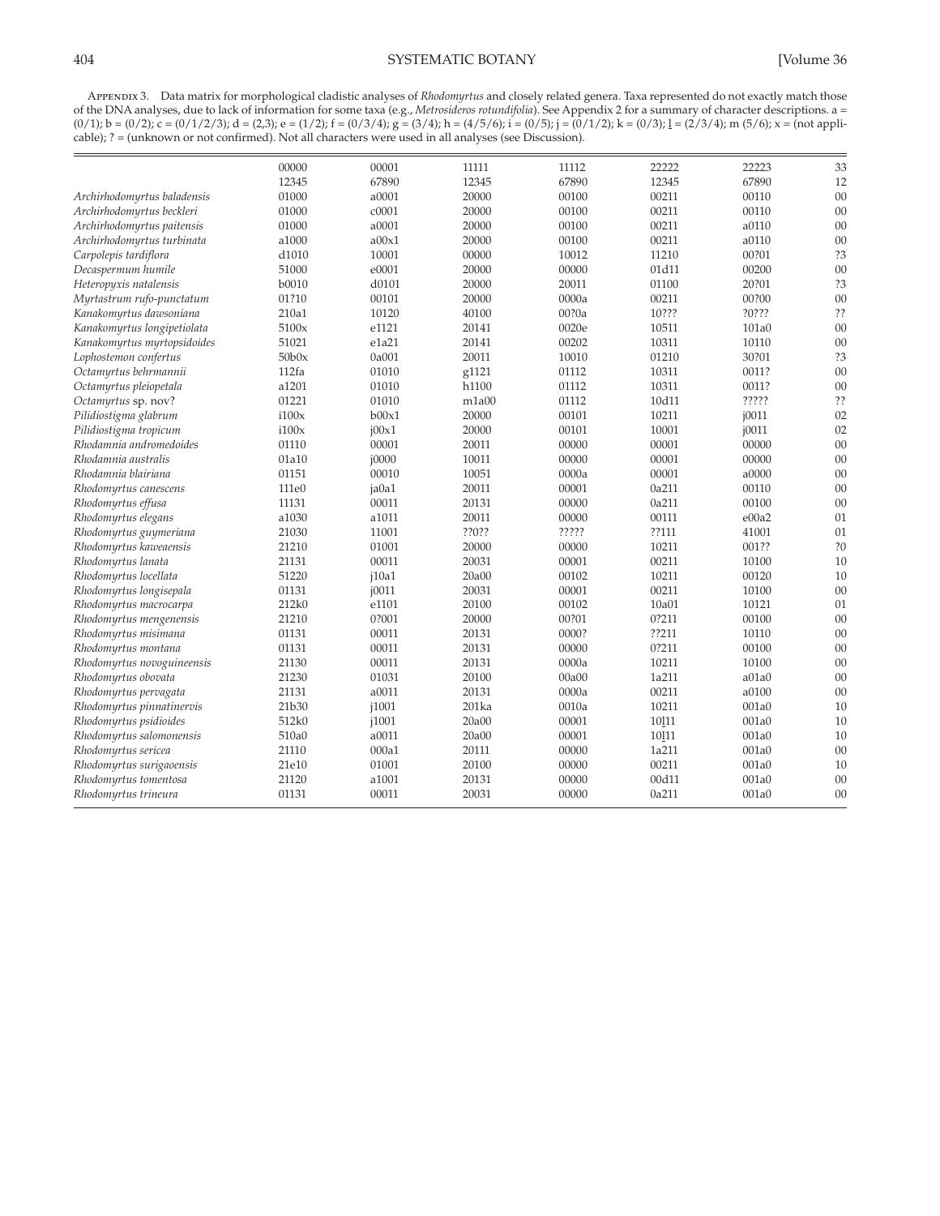Appendix 3. Data matrix for morphological cladistic analyses of *Rhodomyrtus* and closely related genera. Taxa represented do not exactly match those of the DNA analyses, due to lack of information for some taxa (e.g., *Metrosideros rotundifolia*). See Appendix 2 for a summary of character descriptions. a = (0/1); b = (0/2); c = (0/1/2/3); d = (2,3); e = (1/2); f = (0/3/4); g = (3/4); h = (4/5/6); i = (0/5); j = (0/1/2); k = (0/3); l = (2/3/4); m (5/6); x = (not applicable); ? = (unknown or not confirmed). Not all characters were used in all analyses (see Discussion).

| | 00000 | 00001 | 11111 | 11112 | 22222 | 22223 | 33 |
|---|---|---|---|---|---|---|---|
| | 12345 | 67890 | 12345 | 67890 | 12345 | 67890 | 12 |
| *Archirhodomyrtus baladensis* | 01000 | a0001 | 20000 | 00100 | 00211 | 00110 | 00 |
| *Archirhodomyrtus beckleri* | 01000 | c0001 | 20000 | 00100 | 00211 | 00110 | 00 |
| *Archirhodomyrtus paitensis* | 01000 | a0001 | 20000 | 00100 | 00211 | a0110 | 00 |
| *Archirhodomyrtus turbinata* | a1000 | a00x1 | 20000 | 00100 | 00211 | a0110 | 00 |
| *Carpolepis tardiflora* | d1010 | 10001 | 00000 | 10012 | 11210 | 00?01 | ?3 |
| *Decaspermum humile* | 51000 | e0001 | 20000 | 00000 | 01d11 | 00200 | 00 |
| *Heteropyxis natalensis* | b0010 | d0101 | 20000 | 20011 | 01100 | 20?01 | ?3 |
| *Myrtastrum rufo-punctatum* | 01?10 | 00101 | 20000 | 0000a | 00211 | 00?00 | 00 |
| *Kanakomyrtus dawsoniana* | 210a1 | 10120 | 40100 | 00?0a | 10??? | ?0??? | ?? |
| *Kanakomyrtus longipetiolata* | 5100x | e1121 | 20141 | 0020e | 10511 | 101a0 | 00 |
| *Kanakomyrtus myrtopsidoides* | 51021 | e1a21 | 20141 | 00202 | 10311 | 10110 | 00 |
| *Lophostemon confertus* | 50b0x | 0a001 | 20011 | 10010 | 01210 | 30?01 | ?3 |
| *Octamyrtus behrmannii* | 112fa | 01010 | g1121 | 01112 | 10311 | 0011? | 00 |
| *Octamyrtus pleiopetala* | a1201 | 01010 | h1100 | 01112 | 10311 | 0011? | 00 |
| *Octamyrtus* sp. nov? | 01221 | 01010 | m1a00 | 01112 | 10d11 | ????? | ?? |
| *Pilidiostigma glabrum* | i100x | b00x1 | 20000 | 00101 | 10211 | j0011 | 02 |
| *Pilidiostigma tropicum* | i100x | j00x1 | 20000 | 00101 | 10001 | j0011 | 02 |
| *Rhodamnia andromedoides* | 01110 | 00001 | 20011 | 00000 | 00001 | 00000 | 00 |
| *Rhodamnia australis* | 01a10 | j0000 | 10011 | 00000 | 00001 | 00000 | 00 |
| *Rhodamnia blairiana* | 01151 | 00010 | 10051 | 0000a | 00001 | a0000 | 00 |
| *Rhodomyrtus canescens* | 111e0 | ja0a1 | 20011 | 00001 | 0a211 | 00110 | 00 |
| *Rhodomyrtus effusa* | 11131 | 00011 | 20131 | 00000 | 0a211 | 00100 | 00 |
| *Rhodomyrtus elegans* | a1030 | a1011 | 20011 | 00000 | 00111 | e00a2 | 01 |
| *Rhodomyrtus guymeriana* | 21030 | 11001 | ??0?? | ????? | ??111 | 41001 | 01 |
| *Rhodomyrtus kaweaensis* | 21210 | 01001 | 20000 | 00000 | 10211 | 001?? | ?0 |
| *Rhodomyrtus lanata* | 21131 | 00011 | 20031 | 00001 | 00211 | 10100 | 10 |
| *Rhodomyrtus locellata* | 51220 | j10a1 | 20a00 | 00102 | 10211 | 00120 | 10 |
| *Rhodomyrtus longisepala* | 01131 | j0011 | 20031 | 00001 | 00211 | 10100 | 00 |
| *Rhodomyrtus macrocarpa* | 212k0 | e1101 | 20100 | 00102 | 10a01 | 10121 | 01 |
| *Rhodomyrtus mengenensis* | 21210 | 0?001 | 20000 | 00?01 | 0?211 | 00100 | 00 |
| *Rhodomyrtus misimana* | 01131 | 00011 | 20131 | 0000? | ??211 | 10110 | 00 |
| *Rhodomyrtus montana* | 01131 | 00011 | 20131 | 00000 | 0?211 | 00100 | 00 |
| *Rhodomyrtus novoguineensis* | 21130 | 00011 | 20131 | 0000a | 10211 | 10100 | 00 |
| *Rhodomyrtus obovata* | 21230 | 01031 | 20100 | 00a00 | 1a211 | a01a0 | 00 |
| *Rhodomyrtus pervagata* | 21131 | a0011 | 20131 | 0000a | 00211 | a0100 | 00 |
| *Rhodomyrtus pinnatinervis* | 21b30 | j1001 | 201ka | 0010a | 10211 | 001a0 | 10 |
| *Rhodomyrtus psidioides* | 512k0 | j1001 | 20a00 | 00001 | 10l11 | 001a0 | 10 |
| *Rhodomyrtus salomonensis* | 510a0 | a0011 | 20a00 | 00001 | 10l11 | 001a0 | 10 |
| *Rhodomyrtus sericea* | 21110 | 000a1 | 20111 | 00000 | 1a211 | 001a0 | 00 |
| *Rhodomyrtus surigaoensis* | 21e10 | 01001 | 20100 | 00000 | 00211 | 001a0 | 10 |
| *Rhodomyrtus tomentosa* | 21120 | a1001 | 20131 | 00000 | 00d11 | 001a0 | 00 |
| *Rhodomyrtus trineura* | 01131 | 00011 | 20031 | 00000 | 0a211 | 001a0 | 00 |